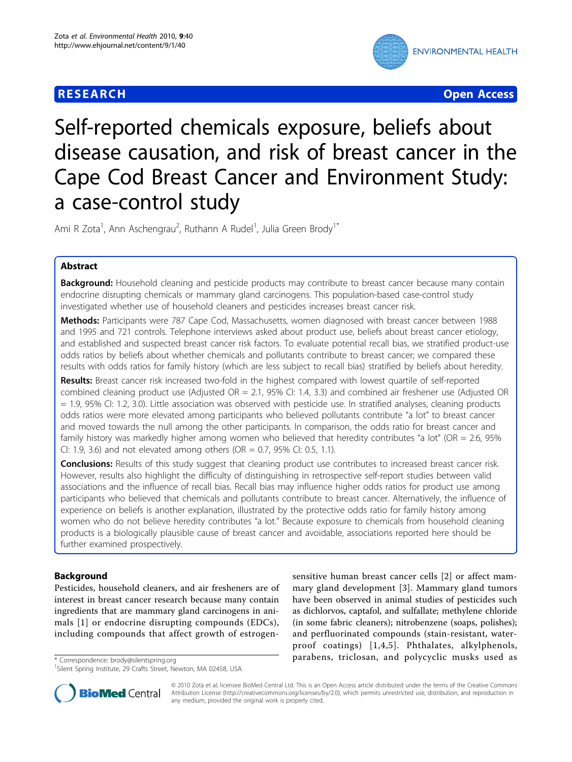**RESEARCH** **Open Access**

# Self-reported chemicals exposure, beliefs about disease causation, and risk of breast cancer in the Cape Cod Breast Cancer and Environment Study: a case-control study

Ami R Zota[1], Ann Aschengrau[2], Ruthann A Rudel[1], Julia Green Brody[1*]

## Abstract

**Background:** Household cleaning and pesticide products may contribute to breast cancer because many contain endocrine disrupting chemicals or mammary gland carcinogens. This population-based case-control study investigated whether use of household cleaners and pesticides increases breast cancer risk.

**Methods:** Participants were 787 Cape Cod, Massachusetts, women diagnosed with breast cancer between 1988 and 1995 and 721 controls. Telephone interviews asked about product use, beliefs about breast cancer etiology, and established and suspected breast cancer risk factors. To evaluate potential recall bias, we stratified product-use odds ratios by beliefs about whether chemicals and pollutants contribute to breast cancer; we compared these results with odds ratios for family history (which are less subject to recall bias) stratified by beliefs about heredity.

**Results:** Breast cancer risk increased two-fold in the highest compared with lowest quartile of self-reported combined cleaning product use (Adjusted OR = 2.1, 95% CI: 1.4, 3.3) and combined air freshener use (Adjusted OR = 1.9, 95% CI: 1.2, 3.0). Little association was observed with pesticide use. In stratified analyses, cleaning products odds ratios were more elevated among participants who believed pollutants contribute "a lot" to breast cancer and moved towards the null among the other participants. In comparison, the odds ratio for breast cancer and family history was markedly higher among women who believed that heredity contributes "a lot" (OR = 2.6, 95% CI: 1.9, 3.6) and not elevated among others (OR = 0.7, 95% CI: 0.5, 1.1).

**Conclusions:** Results of this study suggest that cleaning product use contributes to increased breast cancer risk. However, results also highlight the difficulty of distinguishing in retrospective self-report studies between valid associations and the influence of recall bias. Recall bias may influence higher odds ratios for product use among participants who believed that chemicals and pollutants contribute to breast cancer. Alternatively, the influence of experience on beliefs is another explanation, illustrated by the protective odds ratio for family history among women who do not believe heredity contributes "a lot." Because exposure to chemicals from household cleaning products is a biologically plausible cause of breast cancer and avoidable, associations reported here should be further examined prospectively.

## Background

Pesticides, household cleaners, and air fresheners are of interest in breast cancer research because many contain ingredients that are mammary gland carcinogens in animals [1] or endocrine disrupting compounds (EDCs), including compounds that affect growth of estrogen-sensitive human breast cancer cells [2] or affect mammary gland development [3]. Mammary gland tumors have been observed in animal studies of pesticides such as dichlorvos, captafol, and sulfallate; methylene chloride (in some fabric cleaners); nitrobenzene (soaps, polishes); and perfluorinated compounds (stain-resistant, waterproof coatings) [1,4,5]. Phthalates, alkylphenols, parabens, triclosan, and polycyclic musks used as

\* Correspondence: brody@silentspring.org
[1]Silent Spring Institute, 29 Crafts Street, Newton, MA 02458, USA

© 2010 Zota et al; licensee BioMed Central Ltd. This is an Open Access article distributed under the terms of the Creative Commons Attribution License (http://creativecommons.org/licenses/by/2.0), which permits unrestricted use, distribution, and reproduction in any medium, provided the original work is properly cited.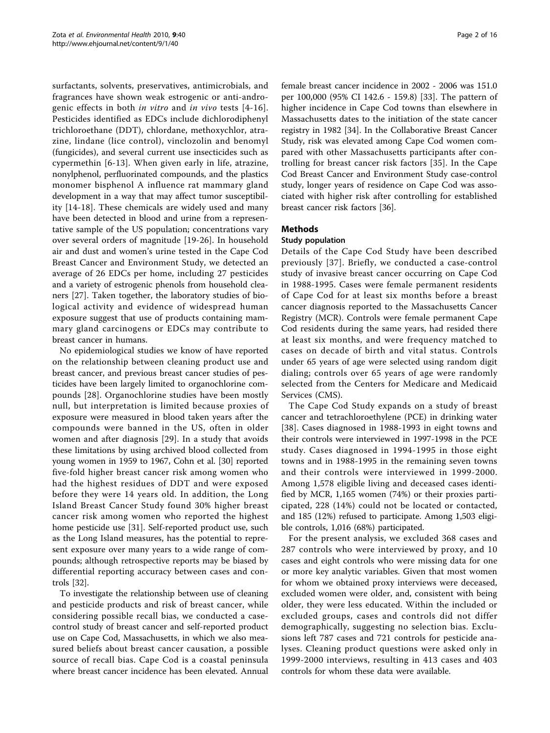surfactants, solvents, preservatives, antimicrobials, and fragrances have shown weak estrogenic or anti-androgenic effects in both *in vitro* and *in vivo* tests [4-16]. Pesticides identified as EDCs include dichlorodiphenyl trichloroethane (DDT), chlordane, methoxychlor, atrazine, lindane (lice control), vinclozolin and benomyl (fungicides), and several current use insecticides such as cypermethin [6-13]. When given early in life, atrazine, nonylphenol, perfluorinated compounds, and the plastics monomer bisphenol A influence rat mammary gland development in a way that may affect tumor susceptibility [14-18]. These chemicals are widely used and many have been detected in blood and urine from a representative sample of the US population; concentrations vary over several orders of magnitude [19-26]. In household air and dust and women's urine tested in the Cape Cod Breast Cancer and Environment Study, we detected an average of 26 EDCs per home, including 27 pesticides and a variety of estrogenic phenols from household cleaners [27]. Taken together, the laboratory studies of biological activity and evidence of widespread human exposure suggest that use of products containing mammary gland carcinogens or EDCs may contribute to breast cancer in humans.

No epidemiological studies we know of have reported on the relationship between cleaning product use and breast cancer, and previous breast cancer studies of pesticides have been largely limited to organochlorine compounds [28]. Organochlorine studies have been mostly null, but interpretation is limited because proxies of exposure were measured in blood taken years after the compounds were banned in the US, often in older women and after diagnosis [29]. In a study that avoids these limitations by using archived blood collected from young women in 1959 to 1967, Cohn et al. [30] reported five-fold higher breast cancer risk among women who had the highest residues of DDT and were exposed before they were 14 years old. In addition, the Long Island Breast Cancer Study found 30% higher breast cancer risk among women who reported the highest home pesticide use [31]. Self-reported product use, such as the Long Island measures, has the potential to represent exposure over many years to a wide range of compounds; although retrospective reports may be biased by differential reporting accuracy between cases and controls [32].

To investigate the relationship between use of cleaning and pesticide products and risk of breast cancer, while considering possible recall bias, we conducted a case-control study of breast cancer and self-reported product use on Cape Cod, Massachusetts, in which we also measured beliefs about breast cancer causation, a possible source of recall bias. Cape Cod is a coastal peninsula where breast cancer incidence has been elevated. Annual female breast cancer incidence in 2002 - 2006 was 151.0 per 100,000 (95% CI 142.6 - 159.8) [33]. The pattern of higher incidence in Cape Cod towns than elsewhere in Massachusetts dates to the initiation of the state cancer registry in 1982 [34]. In the Collaborative Breast Cancer Study, risk was elevated among Cape Cod women compared with other Massachusetts participants after controlling for breast cancer risk factors [35]. In the Cape Cod Breast Cancer and Environment Study case-control study, longer years of residence on Cape Cod was associated with higher risk after controlling for established breast cancer risk factors [36].

## Methods

### Study population

Details of the Cape Cod Study have been described previously [37]. Briefly, we conducted a case-control study of invasive breast cancer occurring on Cape Cod in 1988-1995. Cases were female permanent residents of Cape Cod for at least six months before a breast cancer diagnosis reported to the Massachusetts Cancer Registry (MCR). Controls were female permanent Cape Cod residents during the same years, had resided there at least six months, and were frequency matched to cases on decade of birth and vital status. Controls under 65 years of age were selected using random digit dialing; controls over 65 years of age were randomly selected from the Centers for Medicare and Medicaid Services (CMS).

The Cape Cod Study expands on a study of breast cancer and tetrachloroethylene (PCE) in drinking water [38]. Cases diagnosed in 1988-1993 in eight towns and their controls were interviewed in 1997-1998 in the PCE study. Cases diagnosed in 1994-1995 in those eight towns and in 1988-1995 in the remaining seven towns and their controls were interviewed in 1999-2000. Among 1,578 eligible living and deceased cases identified by MCR, 1,165 women (74%) or their proxies participated, 228 (14%) could not be located or contacted, and 185 (12%) refused to participate. Among 1,503 eligible controls, 1,016 (68%) participated.

For the present analysis, we excluded 368 cases and 287 controls who were interviewed by proxy, and 10 cases and eight controls who were missing data for one or more key analytic variables. Given that most women for whom we obtained proxy interviews were deceased, excluded women were older, and, consistent with being older, they were less educated. Within the included or excluded groups, cases and controls did not differ demographically, suggesting no selection bias. Exclusions left 787 cases and 721 controls for pesticide analyses. Cleaning product questions were asked only in 1999-2000 interviews, resulting in 413 cases and 403 controls for whom these data were available.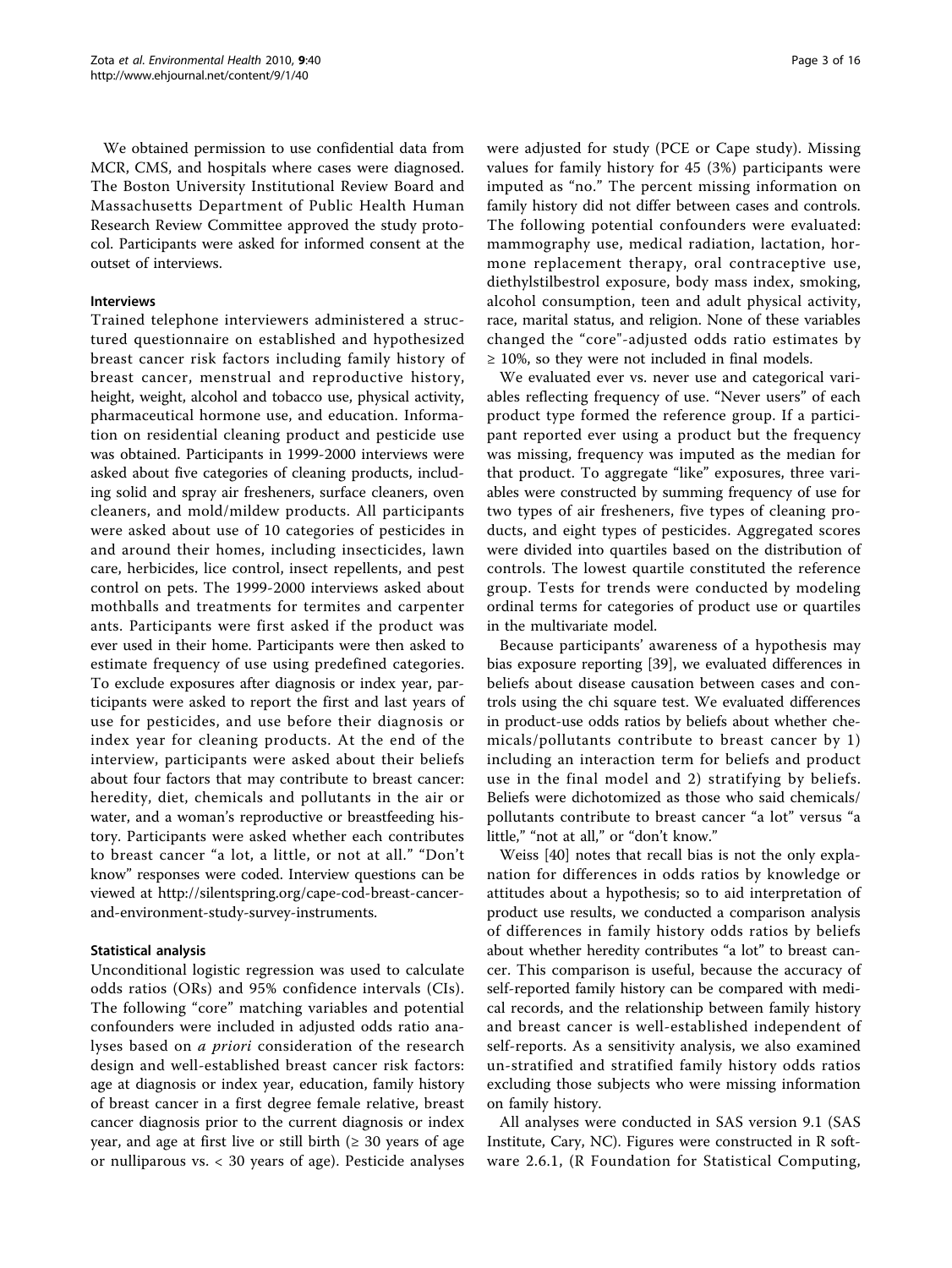We obtained permission to use confidential data from MCR, CMS, and hospitals where cases were diagnosed. The Boston University Institutional Review Board and Massachusetts Department of Public Health Human Research Review Committee approved the study protocol. Participants were asked for informed consent at the outset of interviews.

### Interviews

Trained telephone interviewers administered a structured questionnaire on established and hypothesized breast cancer risk factors including family history of breast cancer, menstrual and reproductive history, height, weight, alcohol and tobacco use, physical activity, pharmaceutical hormone use, and education. Information on residential cleaning product and pesticide use was obtained. Participants in 1999-2000 interviews were asked about five categories of cleaning products, including solid and spray air fresheners, surface cleaners, oven cleaners, and mold/mildew products. All participants were asked about use of 10 categories of pesticides in and around their homes, including insecticides, lawn care, herbicides, lice control, insect repellents, and pest control on pets. The 1999-2000 interviews asked about mothballs and treatments for termites and carpenter ants. Participants were first asked if the product was ever used in their home. Participants were then asked to estimate frequency of use using predefined categories. To exclude exposures after diagnosis or index year, participants were asked to report the first and last years of use for pesticides, and use before their diagnosis or index year for cleaning products. At the end of the interview, participants were asked about their beliefs about four factors that may contribute to breast cancer: heredity, diet, chemicals and pollutants in the air or water, and a woman's reproductive or breastfeeding history. Participants were asked whether each contributes to breast cancer "a lot, a little, or not at all." "Don't know" responses were coded. Interview questions can be viewed at http://silentspring.org/cape-cod-breast-cancer-and-environment-study-survey-instruments.

### Statistical analysis

Unconditional logistic regression was used to calculate odds ratios (ORs) and 95% confidence intervals (CIs). The following "core" matching variables and potential confounders were included in adjusted odds ratio analyses based on *a priori* consideration of the research design and well-established breast cancer risk factors: age at diagnosis or index year, education, family history of breast cancer in a first degree female relative, breast cancer diagnosis prior to the current diagnosis or index year, and age at first live or still birth ($\geq$ 30 years of age or nulliparous vs. < 30 years of age). Pesticide analyses were adjusted for study (PCE or Cape study). Missing values for family history for 45 (3%) participants were imputed as "no." The percent missing information on family history did not differ between cases and controls. The following potential confounders were evaluated: mammography use, medical radiation, lactation, hormone replacement therapy, oral contraceptive use, diethylstilbestrol exposure, body mass index, smoking, alcohol consumption, teen and adult physical activity, race, marital status, and religion. None of these variables changed the "core"-adjusted odds ratio estimates by $\geq$ 10%, so they were not included in final models.

We evaluated ever vs. never use and categorical variables reflecting frequency of use. "Never users" of each product type formed the reference group. If a participant reported ever using a product but the frequency was missing, frequency was imputed as the median for that product. To aggregate "like" exposures, three variables were constructed by summing frequency of use for two types of air fresheners, five types of cleaning products, and eight types of pesticides. Aggregated scores were divided into quartiles based on the distribution of controls. The lowest quartile constituted the reference group. Tests for trends were conducted by modeling ordinal terms for categories of product use or quartiles in the multivariate model.

Because participants' awareness of a hypothesis may bias exposure reporting [39], we evaluated differences in beliefs about disease causation between cases and controls using the chi square test. We evaluated differences in product-use odds ratios by beliefs about whether chemicals/pollutants contribute to breast cancer by 1) including an interaction term for beliefs and product use in the final model and 2) stratifying by beliefs. Beliefs were dichotomized as those who said chemicals/pollutants contribute to breast cancer "a lot" versus "a little," "not at all," or "don't know."

Weiss [40] notes that recall bias is not the only explanation for differences in odds ratios by knowledge or attitudes about a hypothesis; so to aid interpretation of product use results, we conducted a comparison analysis of differences in family history odds ratios by beliefs about whether heredity contributes "a lot" to breast cancer. This comparison is useful, because the accuracy of self-reported family history can be compared with medical records, and the relationship between family history and breast cancer is well-established independent of self-reports. As a sensitivity analysis, we also examined un-stratified and stratified family history odds ratios excluding those subjects who were missing information on family history.

All analyses were conducted in SAS version 9.1 (SAS Institute, Cary, NC). Figures were constructed in R software 2.6.1, (R Foundation for Statistical Computing,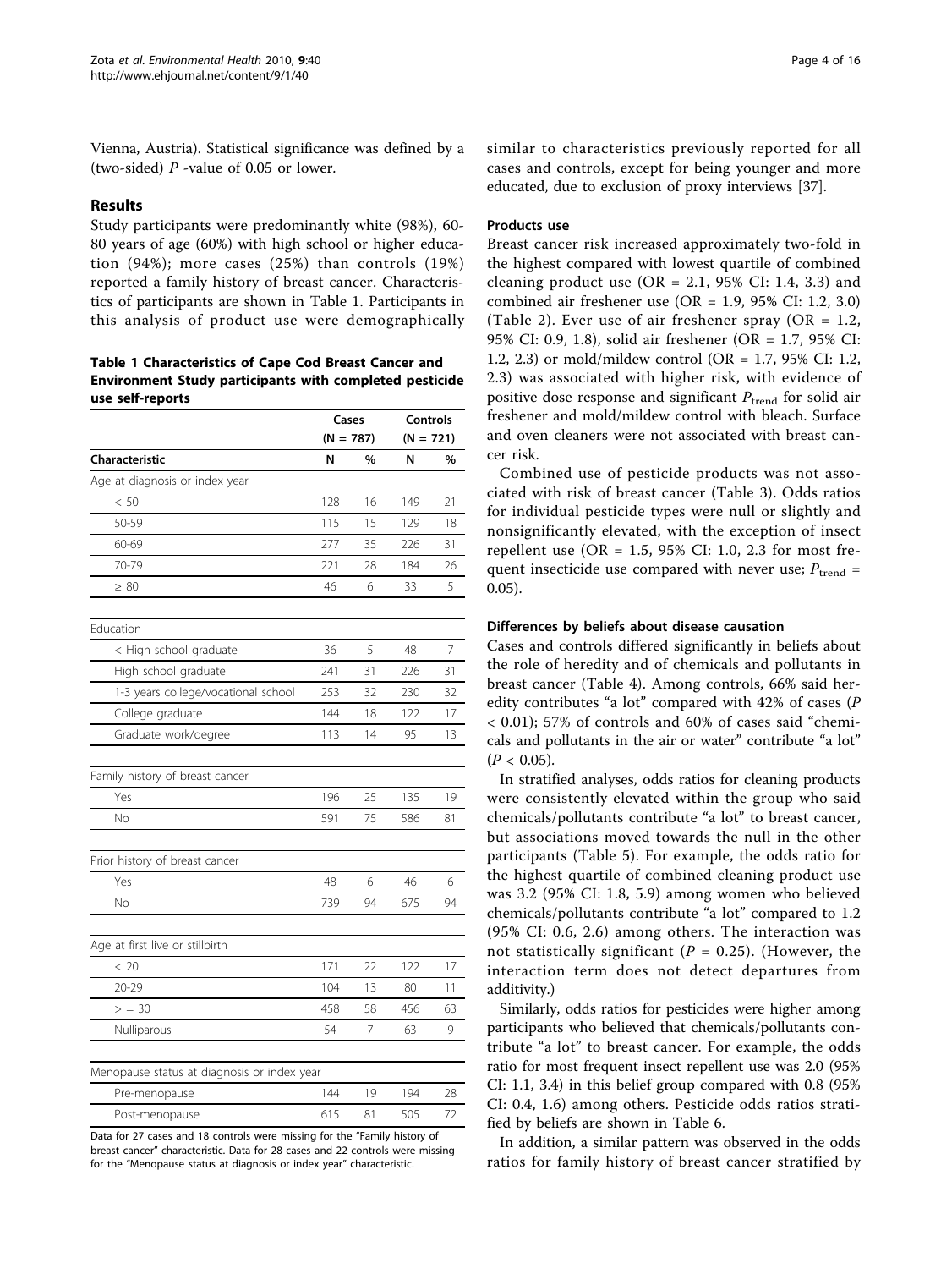Vienna, Austria). Statistical significance was defined by a (two-sided) $P$ -value of 0.05 or lower.

## Results

Study participants were predominantly white (98%), 60-80 years of age (60%) with high school or higher education (94%); more cases (25%) than controls (19%) reported a family history of breast cancer. Characteristics of participants are shown in Table 1. Participants in this analysis of product use were demographically similar to characteristics previously reported for all cases and controls, except for being younger and more educated, due to exclusion of proxy interviews [37].

**Table 1 Characteristics of Cape Cod Breast Cancer and Environment Study participants with completed pesticide use self-reports**

| | Cases (N = 787) | | Controls (N = 721) | |
|---|---|---|---|---|
| **Characteristic** | **N** | **%** | **N** | **%** |
| Age at diagnosis or index year | | | | |
| < 50 | 128 | 16 | 149 | 21 |
| 50-59 | 115 | 15 | 129 | 18 |
| 60-69 | 277 | 35 | 226 | 31 |
| 70-79 | 221 | 28 | 184 | 26 |
| ≥ 80 | 46 | 6 | 33 | 5 |
| Education | | | | |
| < High school graduate | 36 | 5 | 48 | 7 |
| High school graduate | 241 | 31 | 226 | 31 |
| 1-3 years college/vocational school | 253 | 32 | 230 | 32 |
| College graduate | 144 | 18 | 122 | 17 |
| Graduate work/degree | 113 | 14 | 95 | 13 |
| Family history of breast cancer | | | | |
| Yes | 196 | 25 | 135 | 19 |
| No | 591 | 75 | 586 | 81 |
| Prior history of breast cancer | | | | |
| Yes | 48 | 6 | 46 | 6 |
| No | 739 | 94 | 675 | 94 |
| Age at first live or stillbirth | | | | |
| < 20 | 171 | 22 | 122 | 17 |
| 20-29 | 104 | 13 | 80 | 11 |
| > = 30 | 458 | 58 | 456 | 63 |
| Nulliparous | 54 | 7 | 63 | 9 |
| Menopause status at diagnosis or index year | | | | |
| Pre-menopause | 144 | 19 | 194 | 28 |
| Post-menopause | 615 | 81 | 505 | 72 |

Data for 27 cases and 18 controls were missing for the "Family history of breast cancer" characteristic. Data for 28 cases and 22 controls were missing for the "Menopause status at diagnosis or index year" characteristic.

### Products use

Breast cancer risk increased approximately two-fold in the highest compared with lowest quartile of combined cleaning product use (OR = 2.1, 95% CI: 1.4, 3.3) and combined air freshener use (OR = 1.9, 95% CI: 1.2, 3.0) (Table 2). Ever use of air freshener spray (OR = 1.2, 95% CI: 0.9, 1.8), solid air freshener (OR = 1.7, 95% CI: 1.2, 2.3) or mold/mildew control (OR = 1.7, 95% CI: 1.2, 2.3) was associated with higher risk, with evidence of positive dose response and significant $P_{\text{trend}}$ for solid air freshener and mold/mildew control with bleach. Surface and oven cleaners were not associated with breast cancer risk.

Combined use of pesticide products was not associated with risk of breast cancer (Table 3). Odds ratios for individual pesticide types were null or slightly and nonsignificantly elevated, with the exception of insect repellent use (OR = 1.5, 95% CI: 1.0, 2.3 for most frequent insecticide use compared with never use; $P_{\text{trend}}$ = 0.05).

### Differences by beliefs about disease causation

Cases and controls differed significantly in beliefs about the role of heredity and of chemicals and pollutants in breast cancer (Table 4). Among controls, 66% said heredity contributes "a lot" compared with 42% of cases ($P < 0.01$); 57% of controls and 60% of cases said "chemicals and pollutants in the air or water" contribute "a lot" ($P < 0.05$).

In stratified analyses, odds ratios for cleaning products were consistently elevated within the group who said chemicals/pollutants contribute "a lot" to breast cancer, but associations moved towards the null in the other participants (Table 5). For example, the odds ratio for the highest quartile of combined cleaning product use was 3.2 (95% CI: 1.8, 5.9) among women who believed chemicals/pollutants contribute "a lot" compared to 1.2 (95% CI: 0.6, 2.6) among others. The interaction was not statistically significant ($P$ = 0.25). (However, the interaction term does not detect departures from additivity.)

Similarly, odds ratios for pesticides were higher among participants who believed that chemicals/pollutants contribute "a lot" to breast cancer. For example, the odds ratio for most frequent insect repellent use was 2.0 (95% CI: 1.1, 3.4) in this belief group compared with 0.8 (95% CI: 0.4, 1.6) among others. Pesticide odds ratios stratified by beliefs are shown in Table 6.

In addition, a similar pattern was observed in the odds ratios for family history of breast cancer stratified by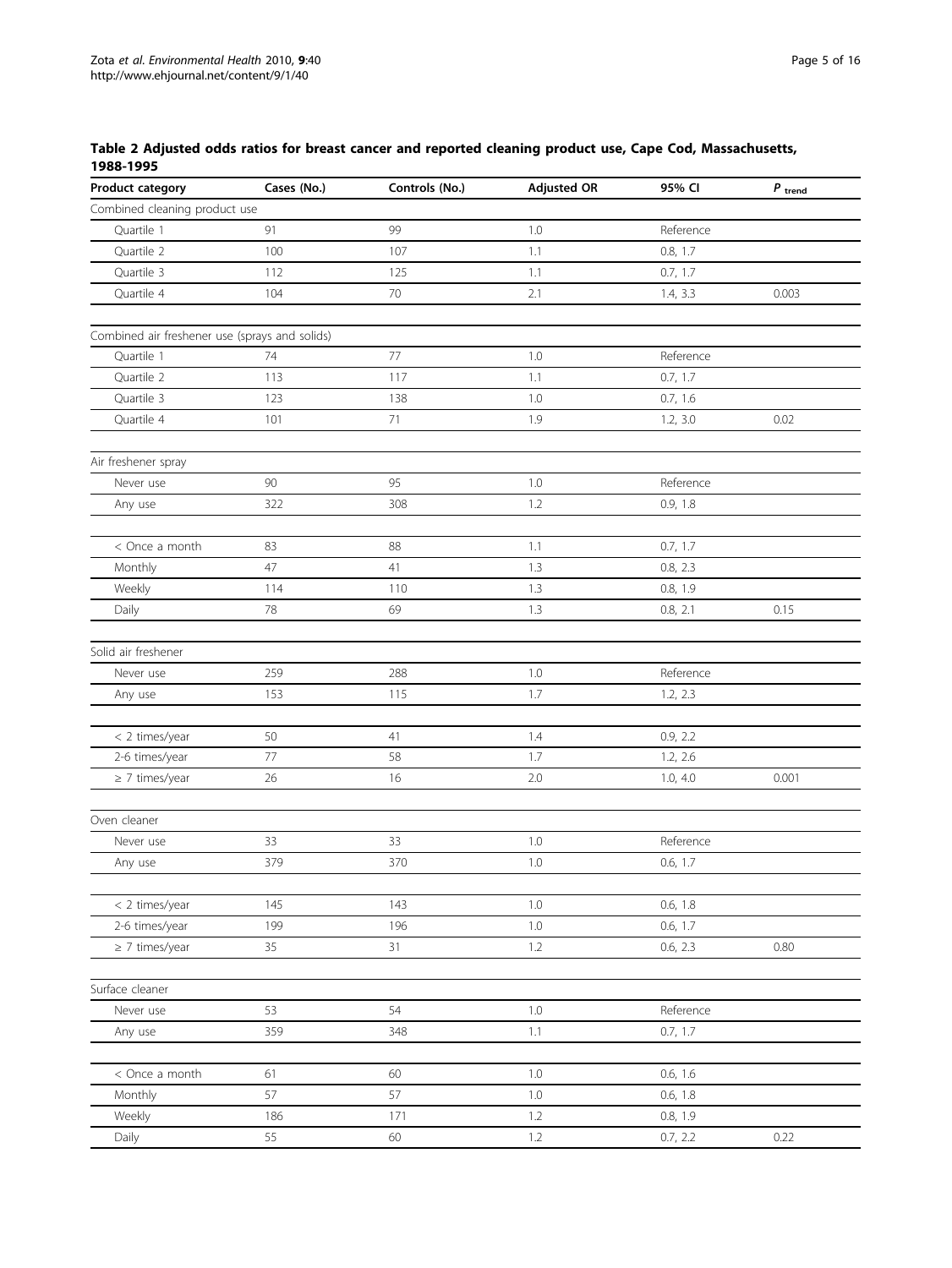**Table 2 Adjusted odds ratios for breast cancer and reported cleaning product use, Cape Cod, Massachusetts, 1988-1995**

| Product category | Cases (No.) | Controls (No.) | Adjusted OR | 95% CI | $P_{trend}$ |
|---|---|---|---|---|---|
| Combined cleaning product use | | | | | |
| Quartile 1 | 91 | 99 | 1.0 | Reference | |
| Quartile 2 | 100 | 107 | 1.1 | 0.8, 1.7 | |
| Quartile 3 | 112 | 125 | 1.1 | 0.7, 1.7 | |
| Quartile 4 | 104 | 70 | 2.1 | 1.4, 3.3 | 0.003 |
| Combined air freshener use (sprays and solids) | | | | | |
| Quartile 1 | 74 | 77 | 1.0 | Reference | |
| Quartile 2 | 113 | 117 | 1.1 | 0.7, 1.7 | |
| Quartile 3 | 123 | 138 | 1.0 | 0.7, 1.6 | |
| Quartile 4 | 101 | 71 | 1.9 | 1.2, 3.0 | 0.02 |
| Air freshener spray | | | | | |
| Never use | 90 | 95 | 1.0 | Reference | |
| Any use | 322 | 308 | 1.2 | 0.9, 1.8 | |
| < Once a month | 83 | 88 | 1.1 | 0.7, 1.7 | |
| Monthly | 47 | 41 | 1.3 | 0.8, 2.3 | |
| Weekly | 114 | 110 | 1.3 | 0.8, 1.9 | |
| Daily | 78 | 69 | 1.3 | 0.8, 2.1 | 0.15 |
| Solid air freshener | | | | | |
| Never use | 259 | 288 | 1.0 | Reference | |
| Any use | 153 | 115 | 1.7 | 1.2, 2.3 | |
| < 2 times/year | 50 | 41 | 1.4 | 0.9, 2.2 | |
| 2-6 times/year | 77 | 58 | 1.7 | 1.2, 2.6 | |
| ≥ 7 times/year | 26 | 16 | 2.0 | 1.0, 4.0 | 0.001 |
| Oven cleaner | | | | | |
| Never use | 33 | 33 | 1.0 | Reference | |
| Any use | 379 | 370 | 1.0 | 0.6, 1.7 | |
| < 2 times/year | 145 | 143 | 1.0 | 0.6, 1.8 | |
| 2-6 times/year | 199 | 196 | 1.0 | 0.6, 1.7 | |
| ≥ 7 times/year | 35 | 31 | 1.2 | 0.6, 2.3 | 0.80 |
| Surface cleaner | | | | | |
| Never use | 53 | 54 | 1.0 | Reference | |
| Any use | 359 | 348 | 1.1 | 0.7, 1.7 | |
| < Once a month | 61 | 60 | 1.0 | 0.6, 1.6 | |
| Monthly | 57 | 57 | 1.0 | 0.6, 1.8 | |
| Weekly | 186 | 171 | 1.2 | 0.8, 1.9 | |
| Daily | 55 | 60 | 1.2 | 0.7, 2.2 | 0.22 |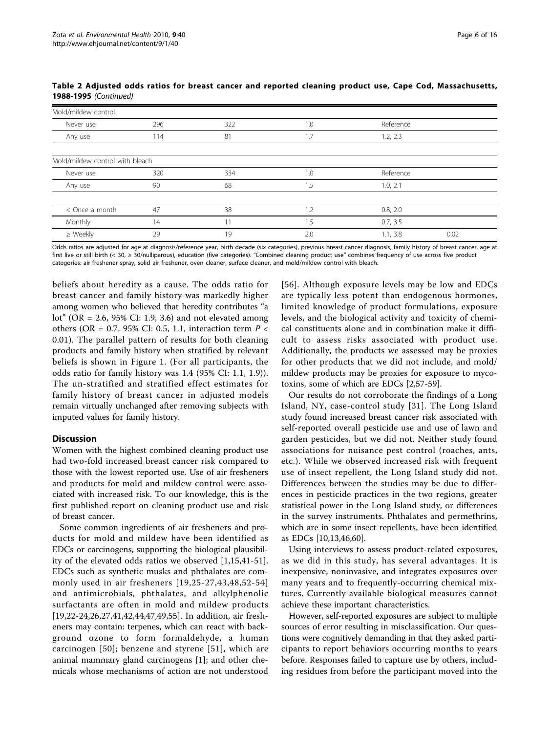**Table 2 Adjusted odds ratios for breast cancer and reported cleaning product use, Cape Cod, Massachusetts, 1988-1995** *(Continued)*

| | | | | | |
|---|---|---|---|---|---|
| Mold/mildew control | | | | | |
| Never use | 296 | 322 | 1.0 | Reference | |
| Any use | 114 | 81 | 1.7 | 1.2, 2.3 | |
| Mold/mildew control with bleach | | | | | |
| Never use | 320 | 334 | 1.0 | Reference | |
| Any use | 90 | 68 | 1.5 | 1.0, 2.1 | |
| < Once a month | 47 | 38 | 1.2 | 0.8, 2.0 | |
| Monthly | 14 | 11 | 1.5 | 0.7, 3.5 | |
| ≥ Weekly | 29 | 19 | 2.0 | 1.1, 3.8 | 0.02 |

Odds ratios are adjusted for age at diagnosis/reference year, birth decade (six categories), previous breast cancer diagnosis, family history of breast cancer, age at first live or still birth (< 30, ≥ 30/nulliparous), education (five categories). "Combined cleaning product use" combines frequency of use across five product categories: air freshener spray, solid air freshener, oven cleaner, surface cleaner, and mold/mildew control with bleach.

beliefs about heredity as a cause. The odds ratio for breast cancer and family history was markedly higher among women who believed that heredity contributes "a lot" (OR = 2.6, 95% CI: 1.9, 3.6) and not elevated among others (OR = 0.7, 95% CI: 0.5, 1.1, interaction term $P < 0.01$). The parallel pattern of results for both cleaning products and family history when stratified by relevant beliefs is shown in Figure 1. (For all participants, the odds ratio for family history was 1.4 (95% CI: 1.1, 1.9)). The un-stratified and stratified effect estimates for family history of breast cancer in adjusted models remain virtually unchanged after removing subjects with imputed values for family history.

## Discussion

Women with the highest combined cleaning product use had two-fold increased breast cancer risk compared to those with the lowest reported use. Use of air fresheners and products for mold and mildew control were associated with increased risk. To our knowledge, this is the first published report on cleaning product use and risk of breast cancer.

Some common ingredients of air fresheners and products for mold and mildew have been identified as EDCs or carcinogens, supporting the biological plausibility of the elevated odds ratios we observed [1,15,41-51]. EDCs such as synthetic musks and phthalates are commonly used in air fresheners [19,25-27,43,48,52-54] and antimicrobials, phthalates, and alkylphenolic surfactants are often in mold and mildew products [19,22-24,26,27,41,42,44,47,49,55]. In addition, air fresheners may contain: terpenes, which can react with background ozone to form formaldehyde, a human carcinogen [50]; benzene and styrene [51], which are animal mammary gland carcinogens [1]; and other chemicals whose mechanisms of action are not understood [56]. Although exposure levels may be low and EDCs are typically less potent than endogenous hormones, limited knowledge of product formulations, exposure levels, and the biological activity and toxicity of chemical constituents alone and in combination make it difficult to assess risks associated with product use. Additionally, the products we assessed may be proxies for other products that we did not include, and mold/mildew products may be proxies for exposure to mycotoxins, some of which are EDCs [2,57-59].

Our results do not corroborate the findings of a Long Island, NY, case-control study [31]. The Long Island study found increased breast cancer risk associated with self-reported overall pesticide use and use of lawn and garden pesticides, but we did not. Neither study found associations for nuisance pest control (roaches, ants, etc.). While we observed increased risk with frequent use of insect repellent, the Long Island study did not. Differences between the studies may be due to differences in pesticide practices in the two regions, greater statistical power in the Long Island study, or differences in the survey instruments. Phthalates and permethrins, which are in some insect repellents, have been identified as EDCs [10,13,46,60].

Using interviews to assess product-related exposures, as we did in this study, has several advantages. It is inexpensive, noninvasive, and integrates exposures over many years and to frequently-occurring chemical mixtures. Currently available biological measures cannot achieve these important characteristics.

However, self-reported exposures are subject to multiple sources of error resulting in misclassification. Our questions were cognitively demanding in that they asked participants to report behaviors occurring months to years before. Responses failed to capture use by others, including residues from before the participant moved into the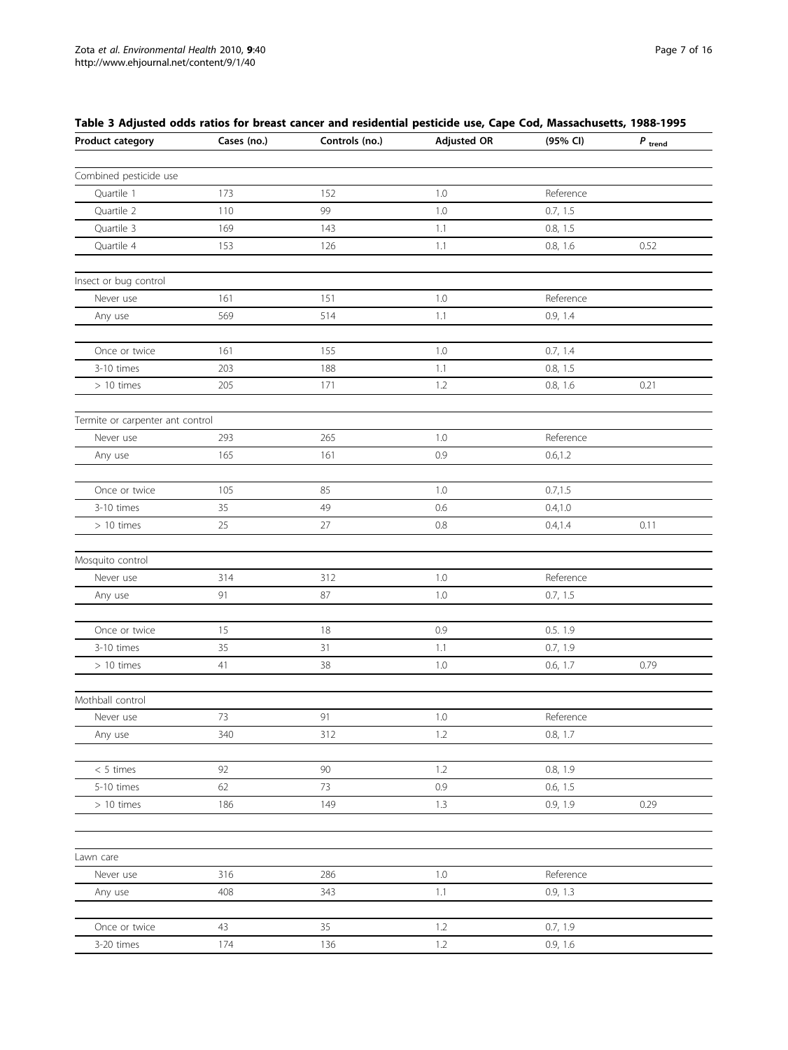**Table 3 Adjusted odds ratios for breast cancer and residential pesticide use, Cape Cod, Massachusetts, 1988-1995**

| Product category | Cases (no.) | Controls (no.) | Adjusted OR | (95% CI) | $P_{trend}$ |
|---|---|---|---|---|---|
| Combined pesticide use | | | | | |
| Quartile 1 | 173 | 152 | 1.0 | Reference | |
| Quartile 2 | 110 | 99 | 1.0 | 0.7, 1.5 | |
| Quartile 3 | 169 | 143 | 1.1 | 0.8, 1.5 | |
| Quartile 4 | 153 | 126 | 1.1 | 0.8, 1.6 | 0.52 |
| Insect or bug control | | | | | |
| Never use | 161 | 151 | 1.0 | Reference | |
| Any use | 569 | 514 | 1.1 | 0.9, 1.4 | |
| Once or twice | 161 | 155 | 1.0 | 0.7, 1.4 | |
| 3-10 times | 203 | 188 | 1.1 | 0.8, 1.5 | |
| > 10 times | 205 | 171 | 1.2 | 0.8, 1.6 | 0.21 |
| Termite or carpenter ant control | | | | | |
| Never use | 293 | 265 | 1.0 | Reference | |
| Any use | 165 | 161 | 0.9 | 0.6,1.2 | |
| Once or twice | 105 | 85 | 1.0 | 0.7,1.5 | |
| 3-10 times | 35 | 49 | 0.6 | 0.4,1.0 | |
| > 10 times | 25 | 27 | 0.8 | 0.4,1.4 | 0.11 |
| Mosquito control | | | | | |
| Never use | 314 | 312 | 1.0 | Reference | |
| Any use | 91 | 87 | 1.0 | 0.7, 1.5 | |
| Once or twice | 15 | 18 | 0.9 | 0.5. 1.9 | |
| 3-10 times | 35 | 31 | 1.1 | 0.7, 1.9 | |
| > 10 times | 41 | 38 | 1.0 | 0.6, 1.7 | 0.79 |
| Mothball control | | | | | |
| Never use | 73 | 91 | 1.0 | Reference | |
| Any use | 340 | 312 | 1.2 | 0.8, 1.7 | |
| < 5 times | 92 | 90 | 1.2 | 0.8, 1.9 | |
| 5-10 times | 62 | 73 | 0.9 | 0.6, 1.5 | |
| > 10 times | 186 | 149 | 1.3 | 0.9, 1.9 | 0.29 |
| Lawn care | | | | | |
| Never use | 316 | 286 | 1.0 | Reference | |
| Any use | 408 | 343 | 1.1 | 0.9, 1.3 | |
| Once or twice | 43 | 35 | 1.2 | 0.7, 1.9 | |
| 3-20 times | 174 | 136 | 1.2 | 0.9, 1.6 | |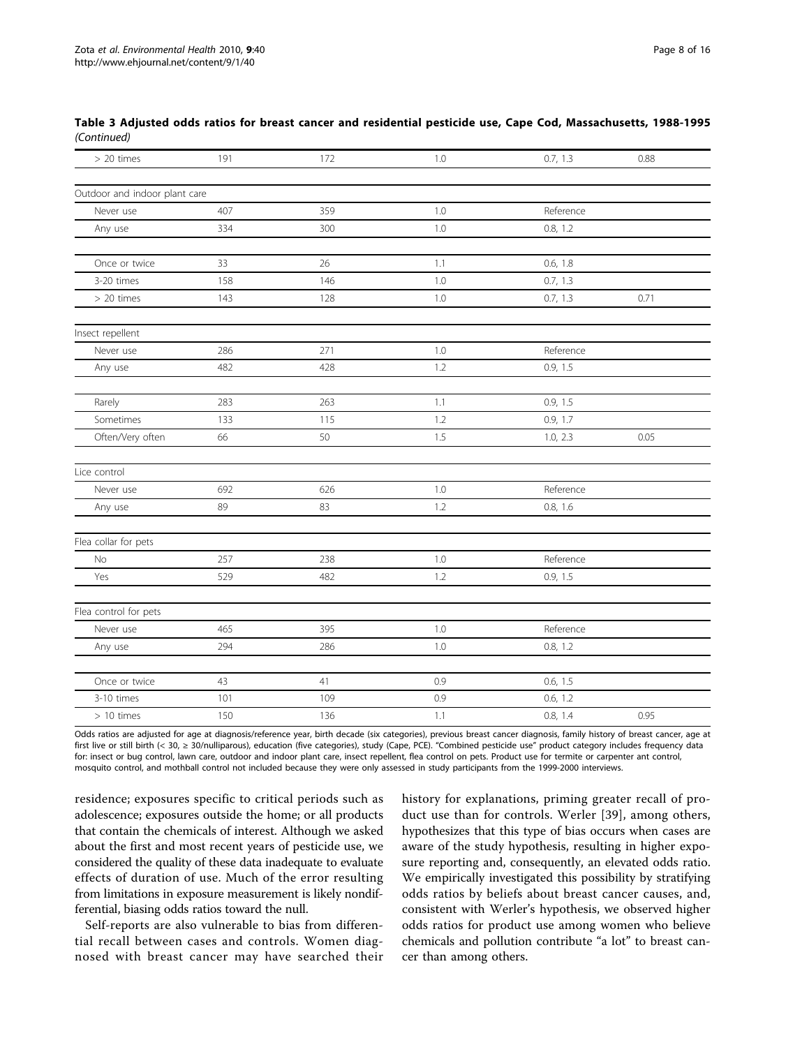**Table 3 Adjusted odds ratios for breast cancer and residential pesticide use, Cape Cod, Massachusetts, 1988-1995** *(Continued)*

| | | | | | |
|---|---|---|---|---|---|
| > 20 times | 191 | 172 | 1.0 | 0.7, 1.3 | 0.88 |
| Outdoor and indoor plant care | | | | | |
| Never use | 407 | 359 | 1.0 | Reference | |
| Any use | 334 | 300 | 1.0 | 0.8, 1.2 | |
| Once or twice | 33 | 26 | 1.1 | 0.6, 1.8 | |
| 3-20 times | 158 | 146 | 1.0 | 0.7, 1.3 | |
| > 20 times | 143 | 128 | 1.0 | 0.7, 1.3 | 0.71 |
| Insect repellent | | | | | |
| Never use | 286 | 271 | 1.0 | Reference | |
| Any use | 482 | 428 | 1.2 | 0.9, 1.5 | |
| Rarely | 283 | 263 | 1.1 | 0.9, 1.5 | |
| Sometimes | 133 | 115 | 1.2 | 0.9, 1.7 | |
| Often/Very often | 66 | 50 | 1.5 | 1.0, 2.3 | 0.05 |
| Lice control | | | | | |
| Never use | 692 | 626 | 1.0 | Reference | |
| Any use | 89 | 83 | 1.2 | 0.8, 1.6 | |
| Flea collar for pets | | | | | |
| No | 257 | 238 | 1.0 | Reference | |
| Yes | 529 | 482 | 1.2 | 0.9, 1.5 | |
| Flea control for pets | | | | | |
| Never use | 465 | 395 | 1.0 | Reference | |
| Any use | 294 | 286 | 1.0 | 0.8, 1.2 | |
| Once or twice | 43 | 41 | 0.9 | 0.6, 1.5 | |
| 3-10 times | 101 | 109 | 0.9 | 0.6, 1.2 | |
| > 10 times | 150 | 136 | 1.1 | 0.8, 1.4 | 0.95 |

Odds ratios are adjusted for age at diagnosis/reference year, birth decade (six categories), previous breast cancer diagnosis, family history of breast cancer, age at first live or still birth (< 30, ≥ 30/nulliparous), education (five categories), study (Cape, PCE). "Combined pesticide use" product category includes frequency data for: insect or bug control, lawn care, outdoor and indoor plant care, insect repellent, flea control on pets. Product use for termite or carpenter ant control, mosquito control, and mothball control not included because they were only assessed in study participants from the 1999-2000 interviews.

residence; exposures specific to critical periods such as adolescence; exposures outside the home; or all products that contain the chemicals of interest. Although we asked about the first and most recent years of pesticide use, we considered the quality of these data inadequate to evaluate effects of duration of use. Much of the error resulting from limitations in exposure measurement is likely nondifferential, biasing odds ratios toward the null.

Self-reports are also vulnerable to bias from differential recall between cases and controls. Women diagnosed with breast cancer may have searched their history for explanations, priming greater recall of product use than for controls. Werler [39], among others, hypothesizes that this type of bias occurs when cases are aware of the study hypothesis, resulting in higher exposure reporting and, consequently, an elevated odds ratio. We empirically investigated this possibility by stratifying odds ratios by beliefs about breast cancer causes, and, consistent with Werler's hypothesis, we observed higher odds ratios for product use among women who believe chemicals and pollution contribute "a lot" to breast cancer than among others.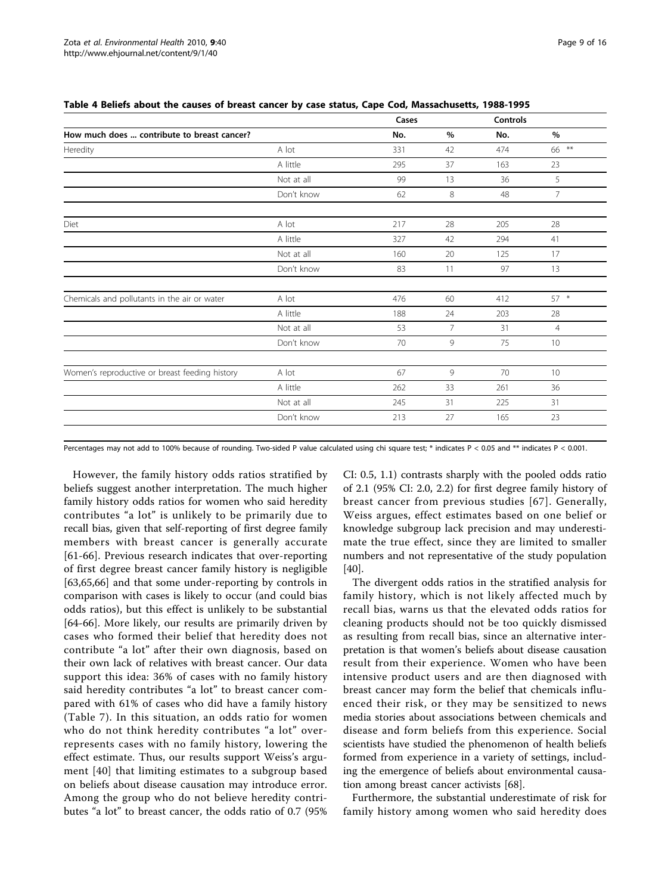**Table 4 Beliefs about the causes of breast cancer by case status, Cape Cod, Massachusetts, 1988-1995**

| How much does ... contribute to breast cancer? | | Cases | | Controls | |
|---|---|---|---|---|---|
| | | No. | % | No. | % |
| Heredity | A lot | 331 | 42 | 474 | 66 ** |
| | A little | 295 | 37 | 163 | 23 |
| | Not at all | 99 | 13 | 36 | 5 |
| | Don't know | 62 | 8 | 48 | 7 |
| Diet | A lot | 217 | 28 | 205 | 28 |
| | A little | 327 | 42 | 294 | 41 |
| | Not at all | 160 | 20 | 125 | 17 |
| | Don't know | 83 | 11 | 97 | 13 |
| Chemicals and pollutants in the air or water | A lot | 476 | 60 | 412 | 57 * |
| | A little | 188 | 24 | 203 | 28 |
| | Not at all | 53 | 7 | 31 | 4 |
| | Don't know | 70 | 9 | 75 | 10 |
| Women's reproductive or breast feeding history | A lot | 67 | 9 | 70 | 10 |
| | A little | 262 | 33 | 261 | 36 |
| | Not at all | 245 | 31 | 225 | 31 |
| | Don't know | 213 | 27 | 165 | 23 |

Percentages may not add to 100% because of rounding. Two-sided P value calculated using chi square test; * indicates $P < 0.05$ and ** indicates $P < 0.001$.

However, the family history odds ratios stratified by beliefs suggest another interpretation. The much higher family history odds ratios for women who said heredity contributes "a lot" is unlikely to be primarily due to recall bias, given that self-reporting of first degree family members with breast cancer is generally accurate [61-66]. Previous research indicates that over-reporting of first degree breast cancer family history is negligible [63,65,66] and that some under-reporting by controls in comparison with cases is likely to occur (and could bias odds ratios), but this effect is unlikely to be substantial [64-66]. More likely, our results are primarily driven by cases who formed their belief that heredity does not contribute "a lot" after their own diagnosis, based on their own lack of relatives with breast cancer. Our data support this idea: 36% of cases with no family history said heredity contributes "a lot" to breast cancer compared with 61% of cases who did have a family history (Table 7). In this situation, an odds ratio for women who do not think heredity contributes "a lot" over-represents cases with no family history, lowering the effect estimate. Thus, our results support Weiss's argument [40] that limiting estimates to a subgroup based on beliefs about disease causation may introduce error. Among the group who do not believe heredity contributes "a lot" to breast cancer, the odds ratio of 0.7 (95% CI: 0.5, 1.1) contrasts sharply with the pooled odds ratio of 2.1 (95% CI: 2.0, 2.2) for first degree family history of breast cancer from previous studies [67]. Generally, Weiss argues, effect estimates based on one belief or knowledge subgroup lack precision and may underestimate the true effect, since they are limited to smaller numbers and not representative of the study population [40].

The divergent odds ratios in the stratified analysis for family history, which is not likely affected much by recall bias, warns us that the elevated odds ratios for cleaning products should not be too quickly dismissed as resulting from recall bias, since an alternative interpretation is that women's beliefs about disease causation result from their experience. Women who have been intensive product users and are then diagnosed with breast cancer may form the belief that chemicals influenced their risk, or they may be sensitized to news media stories about associations between chemicals and disease and form beliefs from this experience. Social scientists have studied the phenomenon of health beliefs formed from experience in a variety of settings, including the emergence of beliefs about environmental causation among breast cancer activists [68].

Furthermore, the substantial underestimate of risk for family history among women who said heredity does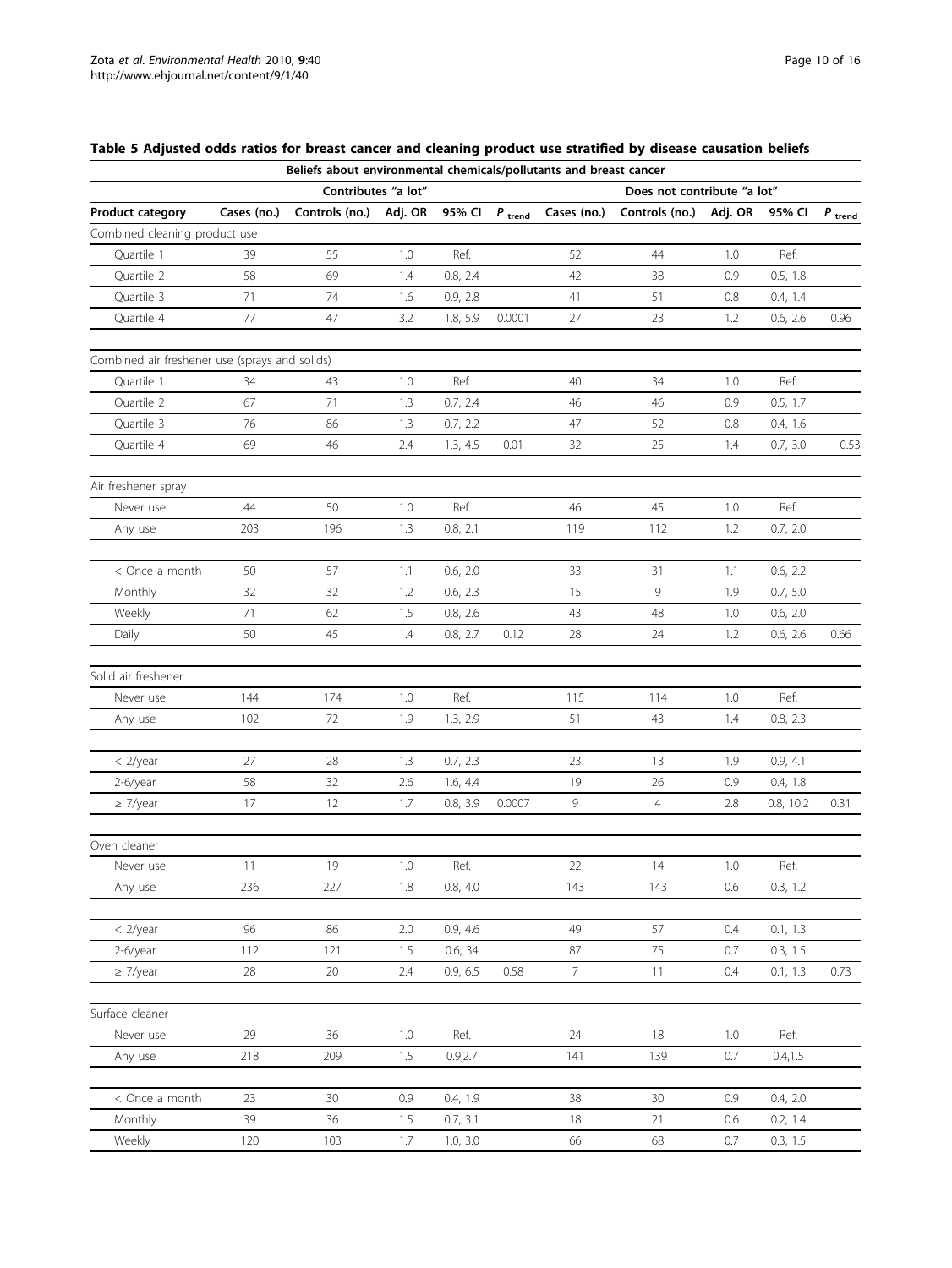**Table 5 Adjusted odds ratios for breast cancer and cleaning product use stratified by disease causation beliefs**

| | Beliefs about environmental chemicals/pollutants and breast cancer | | | | | | | | | |
|---|---|---|---|---|---|---|---|---|---|---|
| | Contributes "a lot" | | | | | Does not contribute "a lot" | | | | |
| **Product category** | **Cases (no.)** | **Controls (no.)** | **Adj. OR** | **95% CI** | **$P_{trend}$** | **Cases (no.)** | **Controls (no.)** | **Adj. OR** | **95% CI** | **$P_{trend}$** |
| Combined cleaning product use | | | | | | | | | | |
| Quartile 1 | 39 | 55 | 1.0 | Ref. | | 52 | 44 | 1.0 | Ref. | |
| Quartile 2 | 58 | 69 | 1.4 | 0.8, 2.4 | | 42 | 38 | 0.9 | 0.5, 1.8 | |
| Quartile 3 | 71 | 74 | 1.6 | 0.9, 2.8 | | 41 | 51 | 0.8 | 0.4, 1.4 | |
| Quartile 4 | 77 | 47 | 3.2 | 1.8, 5.9 | 0.0001 | 27 | 23 | 1.2 | 0.6, 2.6 | 0.96 |
| Combined air freshener use (sprays and solids) | | | | | | | | | | |
| Quartile 1 | 34 | 43 | 1.0 | Ref. | | 40 | 34 | 1.0 | Ref. | |
| Quartile 2 | 67 | 71 | 1.3 | 0.7, 2.4 | | 46 | 46 | 0.9 | 0.5, 1.7 | |
| Quartile 3 | 76 | 86 | 1.3 | 0.7, 2.2 | | 47 | 52 | 0.8 | 0.4, 1.6 | |
| Quartile 4 | 69 | 46 | 2.4 | 1.3, 4.5 | 0.01 | 32 | 25 | 1.4 | 0.7, 3.0 | 0.53 |
| Air freshener spray | | | | | | | | | | |
| Never use | 44 | 50 | 1.0 | Ref. | | 46 | 45 | 1.0 | Ref. | |
| Any use | 203 | 196 | 1.3 | 0.8, 2.1 | | 119 | 112 | 1.2 | 0.7, 2.0 | |
| < Once a month | 50 | 57 | 1.1 | 0.6, 2.0 | | 33 | 31 | 1.1 | 0.6, 2.2 | |
| Monthly | 32 | 32 | 1.2 | 0.6, 2.3 | | 15 | 9 | 1.9 | 0.7, 5.0 | |
| Weekly | 71 | 62 | 1.5 | 0.8, 2.6 | | 43 | 48 | 1.0 | 0.6, 2.0 | |
| Daily | 50 | 45 | 1.4 | 0.8, 2.7 | 0.12 | 28 | 24 | 1.2 | 0.6, 2.6 | 0.66 |
| Solid air freshener | | | | | | | | | | |
| Never use | 144 | 174 | 1.0 | Ref. | | 115 | 114 | 1.0 | Ref. | |
| Any use | 102 | 72 | 1.9 | 1.3, 2.9 | | 51 | 43 | 1.4 | 0.8, 2.3 | |
| < 2/year | 27 | 28 | 1.3 | 0.7, 2.3 | | 23 | 13 | 1.9 | 0.9, 4.1 | |
| 2-6/year | 58 | 32 | 2.6 | 1.6, 4.4 | | 19 | 26 | 0.9 | 0.4, 1.8 | |
| ≥ 7/year | 17 | 12 | 1.7 | 0.8, 3.9 | 0.0007 | 9 | 4 | 2.8 | 0.8, 10.2 | 0.31 |
| Oven cleaner | | | | | | | | | | |
| Never use | 11 | 19 | 1.0 | Ref. | | 22 | 14 | 1.0 | Ref. | |
| Any use | 236 | 227 | 1.8 | 0.8, 4.0 | | 143 | 143 | 0.6 | 0.3, 1.2 | |
| < 2/year | 96 | 86 | 2.0 | 0.9, 4.6 | | 49 | 57 | 0.4 | 0.1, 1.3 | |
| 2-6/year | 112 | 121 | 1.5 | 0.6, 34 | | 87 | 75 | 0.7 | 0.3, 1.5 | |
| ≥ 7/year | 28 | 20 | 2.4 | 0.9, 6.5 | 0.58 | 7 | 11 | 0.4 | 0.1, 1.3 | 0.73 |
| Surface cleaner | | | | | | | | | | |
| Never use | 29 | 36 | 1.0 | Ref. | | 24 | 18 | 1.0 | Ref. | |
| Any use | 218 | 209 | 1.5 | 0.9,2.7 | | 141 | 139 | 0.7 | 0.4,1.5 | |
| < Once a month | 23 | 30 | 0.9 | 0.4, 1.9 | | 38 | 30 | 0.9 | 0.4, 2.0 | |
| Monthly | 39 | 36 | 1.5 | 0.7, 3.1 | | 18 | 21 | 0.6 | 0.2, 1.4 | |
| Weekly | 120 | 103 | 1.7 | 1.0, 3.0 | | 66 | 68 | 0.7 | 0.3, 1.5 | |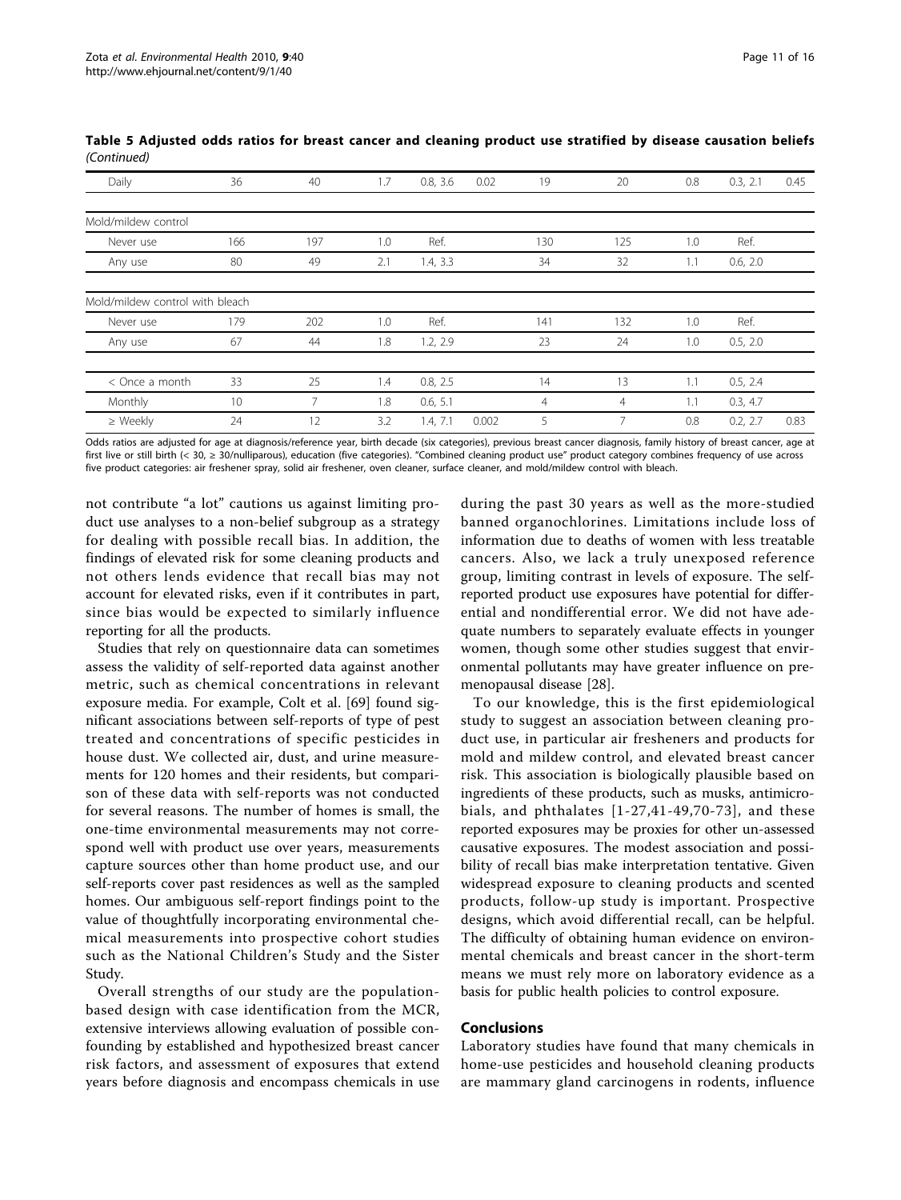**Table 5 Adjusted odds ratios for breast cancer and cleaning product use stratified by disease causation beliefs** *(Continued)*

| | | | | | | | | | | |
|---|---|---|---|---|---|---|---|---|---|---|
| Daily | 36 | 40 | 1.7 | 0.8, 3.6 | 0.02 | 19 | 20 | 0.8 | 0.3, 2.1 | 0.45 |
| Mold/mildew control | | | | | | | | | | |
| Never use | 166 | 197 | 1.0 | Ref. | | 130 | 125 | 1.0 | Ref. | |
| Any use | 80 | 49 | 2.1 | 1.4, 3.3 | | 34 | 32 | 1.1 | 0.6, 2.0 | |
| Mold/mildew control with bleach | | | | | | | | | | |
| Never use | 179 | 202 | 1.0 | Ref. | | 141 | 132 | 1.0 | Ref. | |
| Any use | 67 | 44 | 1.8 | 1.2, 2.9 | | 23 | 24 | 1.0 | 0.5, 2.0 | |
| < Once a month | 33 | 25 | 1.4 | 0.8, 2.5 | | 14 | 13 | 1.1 | 0.5, 2.4 | |
| Monthly | 10 | 7 | 1.8 | 0.6, 5.1 | | 4 | 4 | 1.1 | 0.3, 4.7 | |
| ≥ Weekly | 24 | 12 | 3.2 | 1.4, 7.1 | 0.002 | 5 | 7 | 0.8 | 0.2, 2.7 | 0.83 |

Odds ratios are adjusted for age at diagnosis/reference year, birth decade (six categories), previous breast cancer diagnosis, family history of breast cancer, age at first live or still birth (< 30, ≥ 30/nulliparous), education (five categories). "Combined cleaning product use" product category combines frequency of use across five product categories: air freshener spray, solid air freshener, oven cleaner, surface cleaner, and mold/mildew control with bleach.

not contribute "a lot" cautions us against limiting product use analyses to a non-belief subgroup as a strategy for dealing with possible recall bias. In addition, the findings of elevated risk for some cleaning products and not others lends evidence that recall bias may not account for elevated risks, even if it contributes in part, since bias would be expected to similarly influence reporting for all the products.

Studies that rely on questionnaire data can sometimes assess the validity of self-reported data against another metric, such as chemical concentrations in relevant exposure media. For example, Colt et al. [69] found significant associations between self-reports of type of pest treated and concentrations of specific pesticides in house dust. We collected air, dust, and urine measurements for 120 homes and their residents, but comparison of these data with self-reports was not conducted for several reasons. The number of homes is small, the one-time environmental measurements may not correspond well with product use over years, measurements capture sources other than home product use, and our self-reports cover past residences as well as the sampled homes. Our ambiguous self-report findings point to the value of thoughtfully incorporating environmental chemical measurements into prospective cohort studies such as the National Children's Study and the Sister Study.

Overall strengths of our study are the population-based design with case identification from the MCR, extensive interviews allowing evaluation of possible confounding by established and hypothesized breast cancer risk factors, and assessment of exposures that extend years before diagnosis and encompass chemicals in use during the past 30 years as well as the more-studied banned organochlorines. Limitations include loss of information due to deaths of women with less treatable cancers. Also, we lack a truly unexposed reference group, limiting contrast in levels of exposure. The self-reported product use exposures have potential for differential and nondifferential error. We did not have adequate numbers to separately evaluate effects in younger women, though some other studies suggest that environmental pollutants may have greater influence on premenopausal disease [28].

To our knowledge, this is the first epidemiological study to suggest an association between cleaning product use, in particular air fresheners and products for mold and mildew control, and elevated breast cancer risk. This association is biologically plausible based on ingredients of these products, such as musks, antimicrobials, and phthalates [1-27,41-49,70-73], and these reported exposures may be proxies for other un-assessed causative exposures. The modest association and possibility of recall bias make interpretation tentative. Given widespread exposure to cleaning products and scented products, follow-up study is important. Prospective designs, which avoid differential recall, can be helpful. The difficulty of obtaining human evidence on environmental chemicals and breast cancer in the short-term means we must rely more on laboratory evidence as a basis for public health policies to control exposure.

## Conclusions

Laboratory studies have found that many chemicals in home-use pesticides and household cleaning products are mammary gland carcinogens in rodents, influence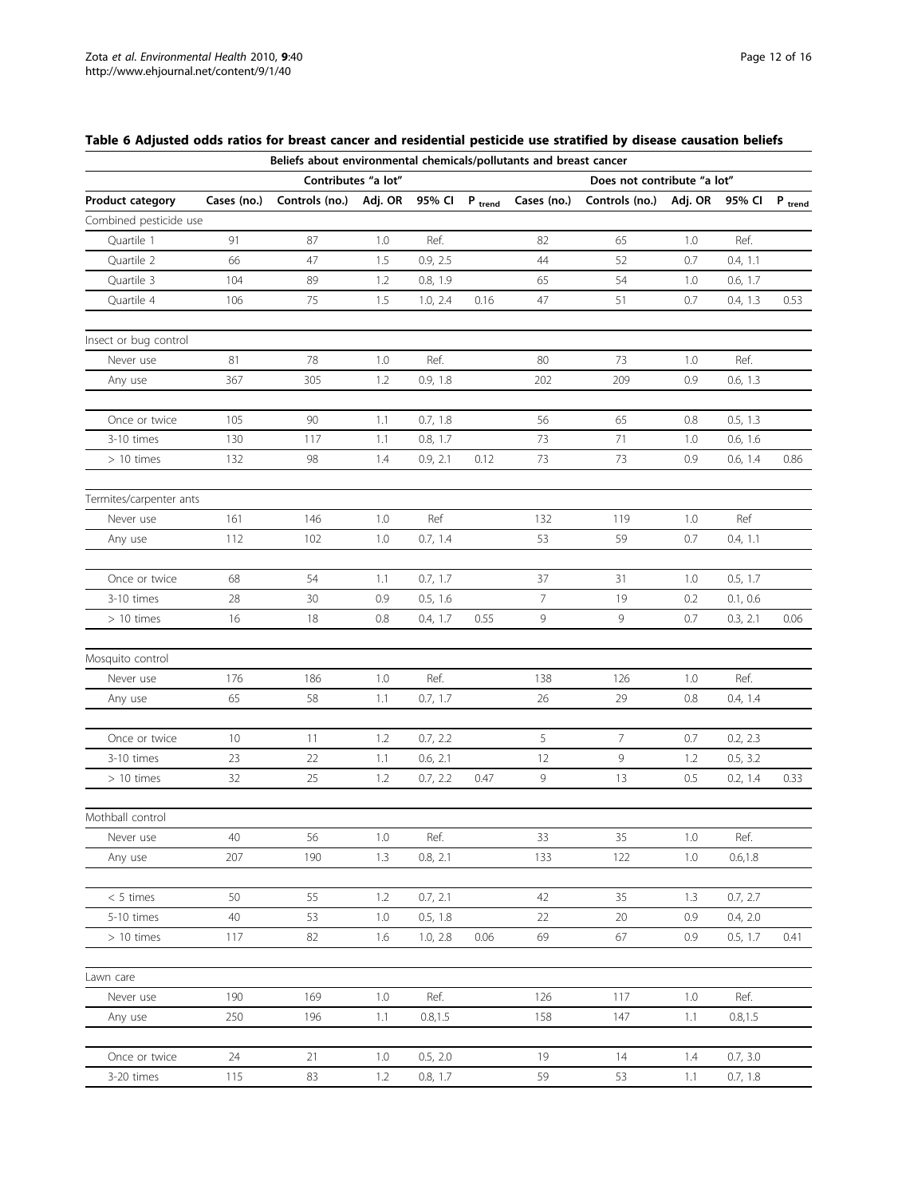**Table 6 Adjusted odds ratios for breast cancer and residential pesticide use stratified by disease causation beliefs**

| | Beliefs about environmental chemicals/pollutants and breast cancer | | | | | | | | | |
|---|---|---|---|---|---|---|---|---|---|---|
| | Contributes "a lot" | | | | | Does not contribute "a lot" | | | | |
| **Product category** | **Cases (no.)** | **Controls (no.)** | **Adj. OR** | **95% CI** | **$P_{trend}$** | **Cases (no.)** | **Controls (no.)** | **Adj. OR** | **95% CI** | **$P_{trend}$** |
| Combined pesticide use | | | | | | | | | | |
| Quartile 1 | 91 | 87 | 1.0 | Ref. | | 82 | 65 | 1.0 | Ref. | |
| Quartile 2 | 66 | 47 | 1.5 | 0.9, 2.5 | | 44 | 52 | 0.7 | 0.4, 1.1 | |
| Quartile 3 | 104 | 89 | 1.2 | 0.8, 1.9 | | 65 | 54 | 1.0 | 0.6, 1.7 | |
| Quartile 4 | 106 | 75 | 1.5 | 1.0, 2.4 | 0.16 | 47 | 51 | 0.7 | 0.4, 1.3 | 0.53 |
| Insect or bug control | | | | | | | | | | |
| Never use | 81 | 78 | 1.0 | Ref. | | 80 | 73 | 1.0 | Ref. | |
| Any use | 367 | 305 | 1.2 | 0.9, 1.8 | | 202 | 209 | 0.9 | 0.6, 1.3 | |
| Once or twice | 105 | 90 | 1.1 | 0.7, 1.8 | | 56 | 65 | 0.8 | 0.5, 1.3 | |
| 3-10 times | 130 | 117 | 1.1 | 0.8, 1.7 | | 73 | 71 | 1.0 | 0.6, 1.6 | |
| > 10 times | 132 | 98 | 1.4 | 0.9, 2.1 | 0.12 | 73 | 73 | 0.9 | 0.6, 1.4 | 0.86 |
| Termites/carpenter ants | | | | | | | | | | |
| Never use | 161 | 146 | 1.0 | Ref | | 132 | 119 | 1.0 | Ref | |
| Any use | 112 | 102 | 1.0 | 0.7, 1.4 | | 53 | 59 | 0.7 | 0.4, 1.1 | |
| Once or twice | 68 | 54 | 1.1 | 0.7, 1.7 | | 37 | 31 | 1.0 | 0.5, 1.7 | |
| 3-10 times | 28 | 30 | 0.9 | 0.5, 1.6 | | 7 | 19 | 0.2 | 0.1, 0.6 | |
| > 10 times | 16 | 18 | 0.8 | 0.4, 1.7 | 0.55 | 9 | 9 | 0.7 | 0.3, 2.1 | 0.06 |
| Mosquito control | | | | | | | | | | |
| Never use | 176 | 186 | 1.0 | Ref. | | 138 | 126 | 1.0 | Ref. | |
| Any use | 65 | 58 | 1.1 | 0.7, 1.7 | | 26 | 29 | 0.8 | 0.4, 1.4 | |
| Once or twice | 10 | 11 | 1.2 | 0.7, 2.2 | | 5 | 7 | 0.7 | 0.2, 2.3 | |
| 3-10 times | 23 | 22 | 1.1 | 0.6, 2.1 | | 12 | 9 | 1.2 | 0.5, 3.2 | |
| > 10 times | 32 | 25 | 1.2 | 0.7, 2.2 | 0.47 | 9 | 13 | 0.5 | 0.2, 1.4 | 0.33 |
| Mothball control | | | | | | | | | | |
| Never use | 40 | 56 | 1.0 | Ref. | | 33 | 35 | 1.0 | Ref. | |
| Any use | 207 | 190 | 1.3 | 0.8, 2.1 | | 133 | 122 | 1.0 | 0.6,1.8 | |
| < 5 times | 50 | 55 | 1.2 | 0.7, 2.1 | | 42 | 35 | 1.3 | 0.7, 2.7 | |
| 5-10 times | 40 | 53 | 1.0 | 0.5, 1.8 | | 22 | 20 | 0.9 | 0.4, 2.0 | |
| > 10 times | 117 | 82 | 1.6 | 1.0, 2.8 | 0.06 | 69 | 67 | 0.9 | 0.5, 1.7 | 0.41 |
| Lawn care | | | | | | | | | | |
| Never use | 190 | 169 | 1.0 | Ref. | | 126 | 117 | 1.0 | Ref. | |
| Any use | 250 | 196 | 1.1 | 0.8,1.5 | | 158 | 147 | 1.1 | 0.8,1.5 | |
| Once or twice | 24 | 21 | 1.0 | 0.5, 2.0 | | 19 | 14 | 1.4 | 0.7, 3.0 | |
| 3-20 times | 115 | 83 | 1.2 | 0.8, 1.7 | | 59 | 53 | 1.1 | 0.7, 1.8 | |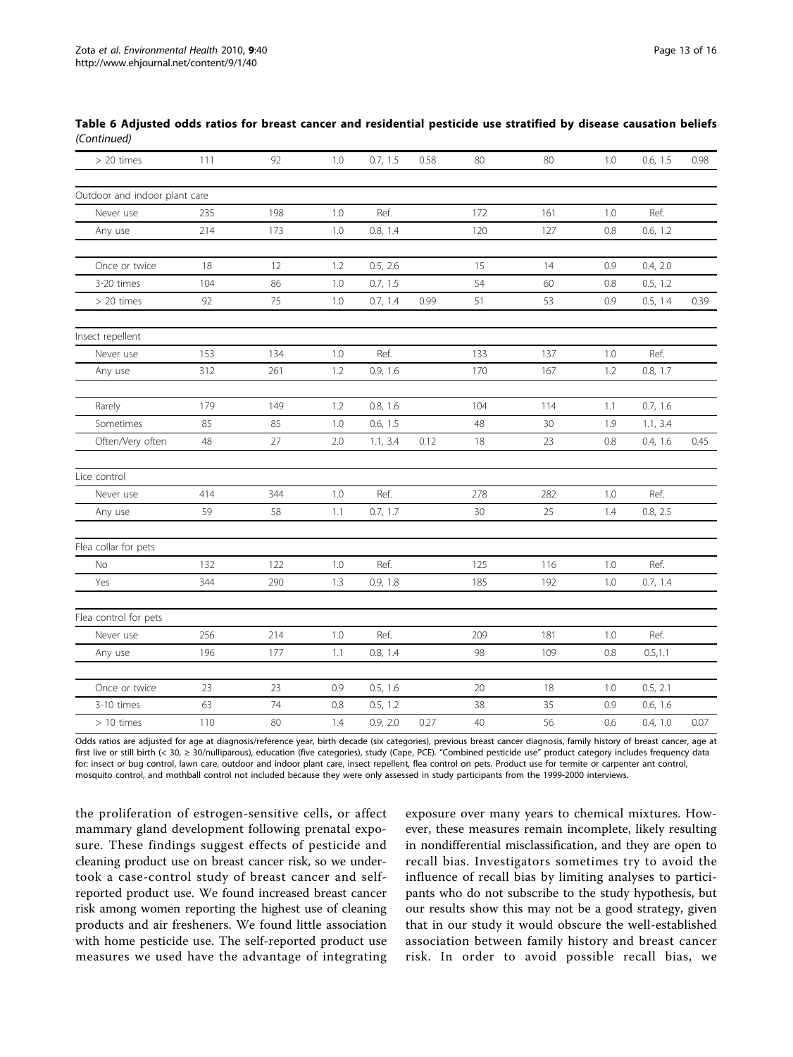**Table 6 Adjusted odds ratios for breast cancer and residential pesticide use stratified by disease causation beliefs** *(Continued)*

| | | | | | | | | | | |
|---|---|---|---|---|---|---|---|---|---|---|
| > 20 times | 111 | 92 | 1.0 | 0.7, 1.5 | 0.58 | 80 | 80 | 1.0 | 0.6, 1.5 | 0.98 |
| Outdoor and indoor plant care | | | | | | | | | | |
| Never use | 235 | 198 | 1.0 | Ref. | | 172 | 161 | 1.0 | Ref. | |
| Any use | 214 | 173 | 1.0 | 0.8, 1.4 | | 120 | 127 | 0.8 | 0.6, 1.2 | |
| Once or twice | 18 | 12 | 1.2 | 0.5, 2.6 | | 15 | 14 | 0.9 | 0.4, 2.0 | |
| 3-20 times | 104 | 86 | 1.0 | 0.7, 1.5 | | 54 | 60 | 0.8 | 0.5, 1.2 | |
| > 20 times | 92 | 75 | 1.0 | 0.7, 1.4 | 0.99 | 51 | 53 | 0.9 | 0.5, 1.4 | 0.39 |
| Insect repellent | | | | | | | | | | |
| Never use | 153 | 134 | 1.0 | Ref. | | 133 | 137 | 1.0 | Ref. | |
| Any use | 312 | 261 | 1.2 | 0.9, 1.6 | | 170 | 167 | 1.2 | 0.8, 1.7 | |
| Rarely | 179 | 149 | 1.2 | 0.8, 1.6 | | 104 | 114 | 1.1 | 0.7, 1.6 | |
| Sometimes | 85 | 85 | 1.0 | 0.6, 1.5 | | 48 | 30 | 1.9 | 1.1, 3.4 | |
| Often/Very often | 48 | 27 | 2.0 | 1.1, 3.4 | 0.12 | 18 | 23 | 0.8 | 0.4, 1.6 | 0.45 |
| Lice control | | | | | | | | | | |
| Never use | 414 | 344 | 1.0 | Ref. | | 278 | 282 | 1.0 | Ref. | |
| Any use | 59 | 58 | 1.1 | 0.7, 1.7 | | 30 | 25 | 1.4 | 0.8, 2.5 | |
| Flea collar for pets | | | | | | | | | | |
| No | 132 | 122 | 1.0 | Ref. | | 125 | 116 | 1.0 | Ref. | |
| Yes | 344 | 290 | 1.3 | 0.9, 1.8 | | 185 | 192 | 1.0 | 0.7, 1.4 | |
| Flea control for pets | | | | | | | | | | |
| Never use | 256 | 214 | 1.0 | Ref. | | 209 | 181 | 1.0 | Ref. | |
| Any use | 196 | 177 | 1.1 | 0.8, 1.4 | | 98 | 109 | 0.8 | 0.5,1.1 | |
| Once or twice | 23 | 23 | 0.9 | 0.5, 1.6 | | 20 | 18 | 1.0 | 0.5, 2.1 | |
| 3-10 times | 63 | 74 | 0.8 | 0.5, 1.2 | | 38 | 35 | 0.9 | 0.6, 1.6 | |
| > 10 times | 110 | 80 | 1.4 | 0.9, 2.0 | 0.27 | 40 | 56 | 0.6 | 0.4, 1.0 | 0.07 |

Odds ratios are adjusted for age at diagnosis/reference year, birth decade (six categories), previous breast cancer diagnosis, family history of breast cancer, age at first live or still birth (< 30, ≥ 30/nulliparous), education (five categories), study (Cape, PCE). "Combined pesticide use" product category includes frequency data for: insect or bug control, lawn care, outdoor and indoor plant care, insect repellent, flea control on pets. Product use for termite or carpenter ant control, mosquito control, and mothball control not included because they were only assessed in study participants from the 1999-2000 interviews.

the proliferation of estrogen-sensitive cells, or affect mammary gland development following prenatal exposure. These findings suggest effects of pesticide and cleaning product use on breast cancer risk, so we undertook a case-control study of breast cancer and self-reported product use. We found increased breast cancer risk among women reporting the highest use of cleaning products and air fresheners. We found little association with home pesticide use. The self-reported product use measures we used have the advantage of integrating exposure over many years to chemical mixtures. However, these measures remain incomplete, likely resulting in nondifferential misclassification, and they are open to recall bias. Investigators sometimes try to avoid the influence of recall bias by limiting analyses to participants who do not subscribe to the study hypothesis, but our results show this may not be a good strategy, given that in our study it would obscure the well-established association between family history and breast cancer risk. In order to avoid possible recall bias, we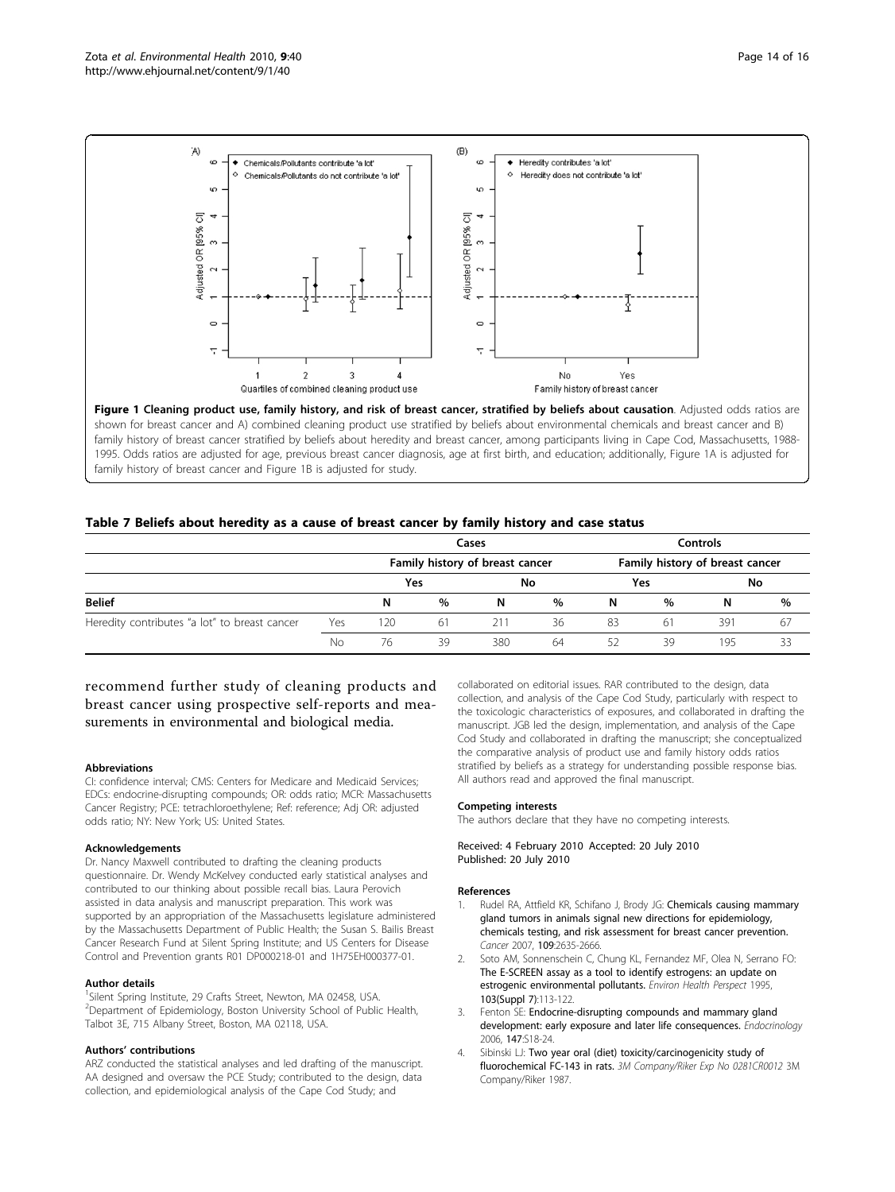(A)

Chemicals/Pollutants contribute 'a lot'

Chemicals/Pollutants do not contribute 'a lot'

Adjusted OR [95% CI]

-1 0 1 2 3 4 5 6

1 2 3 4

Quartiles of combined cleaning product use

(B)

Heredity contributes 'a lot'

Heredity does not contribute 'a lot'

Adjusted OR [95% CI]

-1 0 1 2 3 4 5 6

No Yes

Family history of breast cancer

**Figure 1 Cleaning product use, family history, and risk of breast cancer, stratified by beliefs about causation**. Adjusted odds ratios are shown for breast cancer and A) combined cleaning product use stratified by beliefs about environmental chemicals and breast cancer and B) family history of breast cancer stratified by beliefs about heredity and breast cancer, among participants living in Cape Cod, Massachusetts, 1988-1995. Odds ratios are adjusted for age, previous breast cancer diagnosis, age at first birth, and education; additionally, Figure 1A is adjusted for family history of breast cancer and Figure 1B is adjusted for study.

**Table 7 Beliefs about heredity as a cause of breast cancer by family history and case status**

| | | Cases | | | | Controls | | | |
|---|---|---|---|---|---|---|---|---|---|
| | | Family history of breast cancer | | | | Family history of breast cancer | | | |
| | | Yes | | No | | Yes | | No | |
| **Belief** | | **N** | **%** | **N** | **%** | **N** | **%** | **N** | **%** |
| Heredity contributes "a lot" to breast cancer | Yes | 120 | 61 | 211 | 36 | 83 | 61 | 391 | 67 |
| | No | 76 | 39 | 380 | 64 | 52 | 39 | 195 | 33 |

recommend further study of cleaning products and breast cancer using prospective self-reports and measurements in environmental and biological media.

#### Abbreviations

CI: confidence interval; CMS: Centers for Medicare and Medicaid Services; EDCs: endocrine-disrupting compounds; OR: odds ratio; MCR: Massachusetts Cancer Registry; PCE: tetrachloroethylene; Ref: reference; Adj OR: adjusted odds ratio; NY: New York; US: United States.

#### Acknowledgements

Dr. Nancy Maxwell contributed to drafting the cleaning products questionnaire. Dr. Wendy McKelvey conducted early statistical analyses and contributed to our thinking about possible recall bias. Laura Perovich assisted in data analysis and manuscript preparation. This work was supported by an appropriation of the Massachusetts legislature administered by the Massachusetts Department of Public Health; the Susan S. Bailis Breast Cancer Research Fund at Silent Spring Institute; and US Centers for Disease Control and Prevention grants R01 DP000218-01 and 1H75EH000377-01.

#### Author details

[1]Silent Spring Institute, 29 Crafts Street, Newton, MA 02458, USA.
[2]Department of Epidemiology, Boston University School of Public Health, Talbot 3E, 715 Albany Street, Boston, MA 02118, USA.

#### Authors' contributions

ARZ conducted the statistical analyses and led drafting of the manuscript. AA designed and oversaw the PCE Study; contributed to the design, data collection, and epidemiological analysis of the Cape Cod Study; and collaborated on editorial issues. RAR contributed to the design, data collection, and analysis of the Cape Cod Study, particularly with respect to the toxicologic characteristics of exposures, and collaborated in drafting the manuscript. JGB led the design, implementation, and analysis of the Cape Cod Study and collaborated in drafting the manuscript; she conceptualized the comparative analysis of product use and family history odds ratios stratified by beliefs as a strategy for understanding possible response bias. All authors read and approved the final manuscript.

#### Competing interests

The authors declare that they have no competing interests.

Received: 4 February 2010 Accepted: 20 July 2010
Published: 20 July 2010

#### References

1. Rudel RA, Attfield KR, Schifano J, Brody JG: **Chemicals causing mammary gland tumors in animals signal new directions for epidemiology, chemicals testing, and risk assessment for breast cancer prevention.** *Cancer* 2007, **109**:2635-2666.
2. Soto AM, Sonnenschein C, Chung KL, Fernandez MF, Olea N, Serrano FO: **The E-SCREEN assay as a tool to identify estrogens: an update on estrogenic environmental pollutants.** *Environ Health Perspect* 1995, **103(Suppl 7)**:113-122.
3. Fenton SE: **Endocrine-disrupting compounds and mammary gland development: early exposure and later life consequences.** *Endocrinology* 2006, **147**:S18-24.
4. Sibinski LJ: **Two year oral (diet) toxicity/carcinogenicity study of fluorochemical FC-143 in rats.** *3M Company/Riker Exp No 0281CR0012* 3M Company/Riker 1987.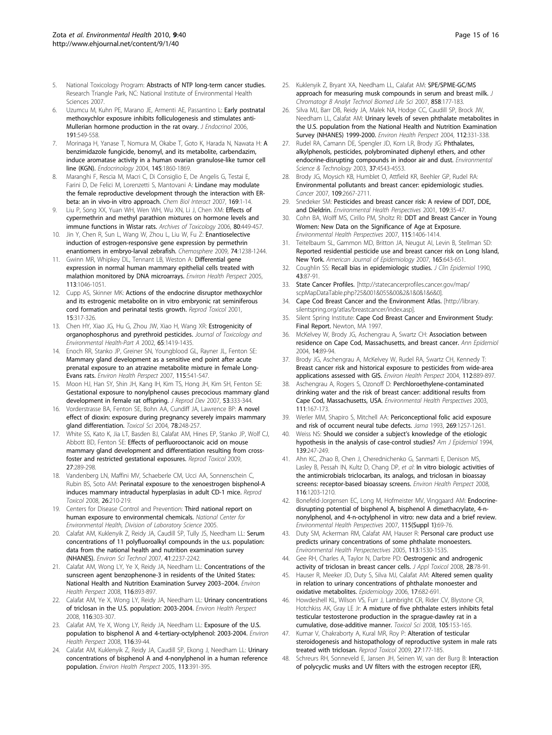5. National Toxicology Program: **Abstracts of NTP long-term cancer studies.** Research Triangle Park, NC: National Institute of Environmental Health Sciences 2007.
6. Uzumcu M, Kuhn PE, Marano JE, Armenti AE, Passantino L: **Early postnatal methoxychlor exposure inhibits folliculogenesis and stimulates anti-Mullerian hormone production in the rat ovary.** *J Endocrinol* 2006, **191**:549-558.
7. Morinaga H, Yanase T, Nomura M, Okabe T, Goto K, Harada N, Nawata H: **A benzimidazole fungicide, benomyl, and its metabolite, carbendazim, induce aromatase activity in a human ovarian granulose-like tumor cell line (KGN).** *Endocrinology* 2004, **145**:1860-1869.
8. Maranghi F, Rescia M, Macri C, Di Consiglio E, De Angelis G, Testai E, Farini D, De Felici M, Lorenzetti S, Mantovani A: **Lindane may modulate the female reproductive development through the interaction with ER-beta: an in vivo-in vitro approach.** *Chem Biol Interact* 2007, **169**:1-14.
9. Liu P, Song XX, Yuan WH, Wen WH, Wu XN, Li J, Chen XM: **Effects of cypermethrin and methyl parathion mixtures on hormone levels and immune functions in Wistar rats.** *Archives of Toxicology* 2006, **80**:449-457.
10. Jin Y, Chen R, Sun L, Wang W, Zhou L, Liu W, Fu Z: **Enantioselective induction of estrogen-responsive gene expression by permethrin enantiomers in embryo-larval zebrafish.** *Chemosphere* 2009, **74**:1238-1244.
11. Gwinn MR, Whipkey DL, Tennant LB, Weston A: **Differential gene expression in normal human mammary epithelial cells treated with malathion monitored by DNA microarrays.** *Environ Health Perspect* 2005, **113**:1046-1051.
12. Cupp AS, Skinner MK: **Actions of the endocrine disruptor methoxychlor and its estrogenic metabolite on in vitro embryonic rat seminiferous cord formation and perinatal testis growth.** *Reprod Toxicol* 2001, **15**:317-326.
13. Chen HY, Xiao JG, Hu G, Zhou JW, Xiao H, Wang XR: **Estrogenicity of organophosphorus and pyrethroid pesticides.** *Journal of Toxicology and Environmental Health-Part A* 2002, **65**:1419-1435.
14. Enoch RR, Stanko JP, Greiner SN, Youngblood GL, Rayner JL, Fenton SE: **Mammary gland development as a sensitive end point after acute prenatal exposure to an atrazine metabolite mixture in female Long-Evans rats.** *Environ Health Perspect* 2007, **115**:541-547.
15. Moon HJ, Han SY, Shin JH, Kang IH, Kim TS, Hong JH, Kim SH, Fenton SE: **Gestational exposure to nonylphenol causes precocious mammary gland development in female rat offspring.** *J Reprod Dev* 2007, **53**:333-344.
16. Vorderstrasse BA, Fenton SE, Bohn AA, Cundiff JA, Lawrence BP: **A novel effect of dioxin: exposure during pregnancy severely impairs mammary gland differentiation.** *Toxicol Sci* 2004, **78**:248-257.
17. White SS, Kato K, Jia LT, Basden BJ, Calafat AM, Hines EP, Stanko JP, Wolf CJ, Abbott BD, Fenton SE: **Effects of perfluorooctanoic acid on mouse mammary gland development and differentiation resulting from cross-foster and restricted gestational exposures.** *Reprod Toxicol* 2009, **27**:289-298.
18. Vandenberg LN, Maffini MV, Schaeberle CM, Ucci AA, Sonnenschein C, Rubin BS, Soto AM: **Perinatal exposure to the xenoestrogen bisphenol-A induces mammary intraductal hyperplasias in adult CD-1 mice.** *Reprod Toxicol* 2008, **26**:210-219.
19. Centers for Disease Control and Prevention: **Third national report on human exposure to environmental chemicals.** *National Center for Environmental Health, Division of Laboratory Science* 2005.
20. Calafat AM, Kuklenyik Z, Reidy JA, Caudill SP, Tully JS, Needham LL: **Serum concentrations of 11 polyfluoroalkyl compounds in the u.s. population: data from the national health and nutrition examination survey (NHANES).** *Environ Sci Technol* 2007, **41**:2237-2242.
21. Calafat AM, Wong LY, Ye X, Reidy JA, Needham LL: **Concentrations of the sunscreen agent benzophenone-3 in residents of the United States: National Health and Nutrition Examination Survey 2003–2004.** *Environ Health Perspect* 2008, **116**:893-897.
22. Calafat AM, Ye X, Wong LY, Reidy JA, Needham LL: **Urinary concentrations of triclosan in the U.S. population: 2003-2004.** *Environ Health Perspect* 2008, **116**:303-307.
23. Calafat AM, Ye X, Wong LY, Reidy JA, Needham LL: **Exposure of the U.S. population to bisphenol A and 4-tertiary-octylphenol: 2003-2004.** *Environ Health Perspect* 2008, **116**:39-44.
24. Calafat AM, Kuklenyik Z, Reidy JA, Caudill SP, Ekong J, Needham LL: **Urinary concentrations of bisphenol A and 4-nonylphenol in a human reference population.** *Environ Health Perspect* 2005, **113**:391-395.
25. Kuklenyik Z, Bryant XA, Needham LL, Calafat AM: **SPE/SPME-GC/MS approach for measuring musk compounds in serum and breast milk.** *J Chromatogr B Analyt Technol Biomed Life Sci* 2007, **858**:177-183.
26. Silva MJ, Barr DB, Reidy JA, Malek NA, Hodge CC, Caudill SP, Brock JW, Needham LL, Calafat AM: **Urinary levels of seven phthalate metabolites in the U.S. population from the National Health and Nutrition Examination Survey (NHANES) 1999-2000.** *Environ Health Perspect* 2004, **112**:331-338.
27. Rudel RA, Camann DE, Spengler JD, Korn LR, Brody JG: **Phthalates, alkylphenols, pesticides, polybrominated diphenyl ethers, and other endocrine-disrupting compounds in indoor air and dust.** *Environmental Science & Technology* 2003, **37**:4543-4553.
28. Brody JG, Moysich KB, Humblet O, Attfield KR, Beehler GP, Rudel RA: **Environmental pollutants and breast cancer: epidemiologic studies.** *Cancer* 2007, **109**:2667-2711.
29. Snedeker SM: **Pesticides and breast cancer risk: A review of DDT, DDE, and Dieldrin.** *Environmental Health Perspectives* 2001, **109**:35-47.
30. Cohn BA, Wolff MS, Cirillo PM, Sholtz RI: **DDT and Breast Cancer in Young Women: New Data on the Significance of Age at Exposure.** *Environmental Health Perspectives* 2007, **115**:1406-1414.
31. Teitelbaum SL, Gammon MD, Britton JA, Neugut AI, Levin B, Stellman SD: **Reported residential pesticide use and breast cancer risk on Long Island, New York.** *American Journal of Epidemiology* 2007, **165**:643-651.
32. Coughlin SS: **Recall bias in epidemiologic studies.** *J Clin Epidemiol* 1990, **43**:87-91.
33. **State Cancer Profiles.** [http://statecancerprofiles.cancer.gov/map/scpMapDataTable.php?25&001&055&00&2&1&0&1&6&0].
34. **Cape Cod Breast Cancer and the Environment Atlas.** [http://library.silentspring.org/atlas/breastcancer/index.asp].
35. Silent Spring Institute: **Cape Cod Breast Cancer and Environment Study: Final Report.** Newton, MA 1997.
36. McKelvey W, Brody JG, Aschengrau A, Swartz CH: **Association between residence on Cape Cod, Massachusetts, and breast cancer.** *Ann Epidemiol* 2004, **14**:89-94.
37. Brody JG, Aschengrau A, McKelvey W, Rudel RA, Swartz CH, Kennedy T: **Breast cancer risk and historical exposure to pesticides from wide-area applications assessed with GIS.** *Environ Health Perspect* 2004, **112**:889-897.
38. Aschengrau A, Rogers S, Ozonoff D: **Perchloroethylene-contaminated drinking water and the risk of breast cancer: additional results from Cape Cod, Massachusetts, USA.** *Environmental Health Perspectives* 2003, **111**:167-173.
39. Werler MM, Shapiro S, Mitchell AA: **Periconceptional folic acid exposure and risk of occurrent neural tube defects.** *Jama* 1993, **269**:1257-1261.
40. Weiss NS: **Should we consider a subject's knowledge of the etiologic hypothesis in the analysis of case-control studies?** *Am J Epidemiol* 1994, **139**:247-249.
41. Ahn KC, Zhao B, Chen J, Cherednichenko G, Sanmarti E, Denison MS, Lasley B, Pessah IN, Kultz D, Chang DP, *et al*: **In vitro biologic activities of the antimicrobials triclocarban, its analogs, and triclosan in bioassay screens: receptor-based bioassay screens.** *Environ Health Perspect* 2008, **116**:1203-1210.
42. Bonefeld-Jorgensen EC, Long M, Hofmeister MV, Vinggaard AM: **Endocrine-disrupting potential of bisphenol A, bisphenol A dimethacrylate, 4-n-nonylphenol, and 4-n-octylphenol in vitro: new data and a brief review.** *Environmental Health Perspectives* 2007, **115(Suppl 1)**:69-76.
43. Duty SM, Ackerman RM, Calafat AM, Hauser R: **Personal care product use predicts urinary concentrations of some phthalate monoesters.** *Environmental Health Perspectectives* 2005, **113**:1530-1535.
44. Gee RH, Charles A, Taylor N, Darbre PD: **Oestrogenic and androgenic activity of triclosan in breast cancer cells.** *J Appl Toxicol* 2008, **28**:78-91.
45. Hauser R, Meeker JD, Duty S, Silva MJ, Calafat AM: **Altered semen quality in relation to urinary concentrations of phthalate monoester and oxidative metabolites.** *Epidemiology* 2006, **17**:682-691.
46. Howdeshell KL, Wilson VS, Furr J, Lambright CR, Rider CV, Blystone CR, Hotchkiss AK, Gray LE Jr: **A mixture of five phthalate esters inhibits fetal testicular testosterone production in the sprague-dawley rat in a cumulative, dose-additive manner.** *Toxicol Sci* 2008, **105**:153-165.
47. Kumar V, Chakraborty A, Kural MR, Roy P: **Alteration of testicular steroidogenesis and histopathology of reproductive system in male rats treated with triclosan.** *Reprod Toxicol* 2009, **27**:177-185.
48. Schreurs RH, Sonneveld E, Jansen JH, Seinen W, van der Burg B: **Interaction of polycyclic musks and UV filters with the estrogen receptor (ER),**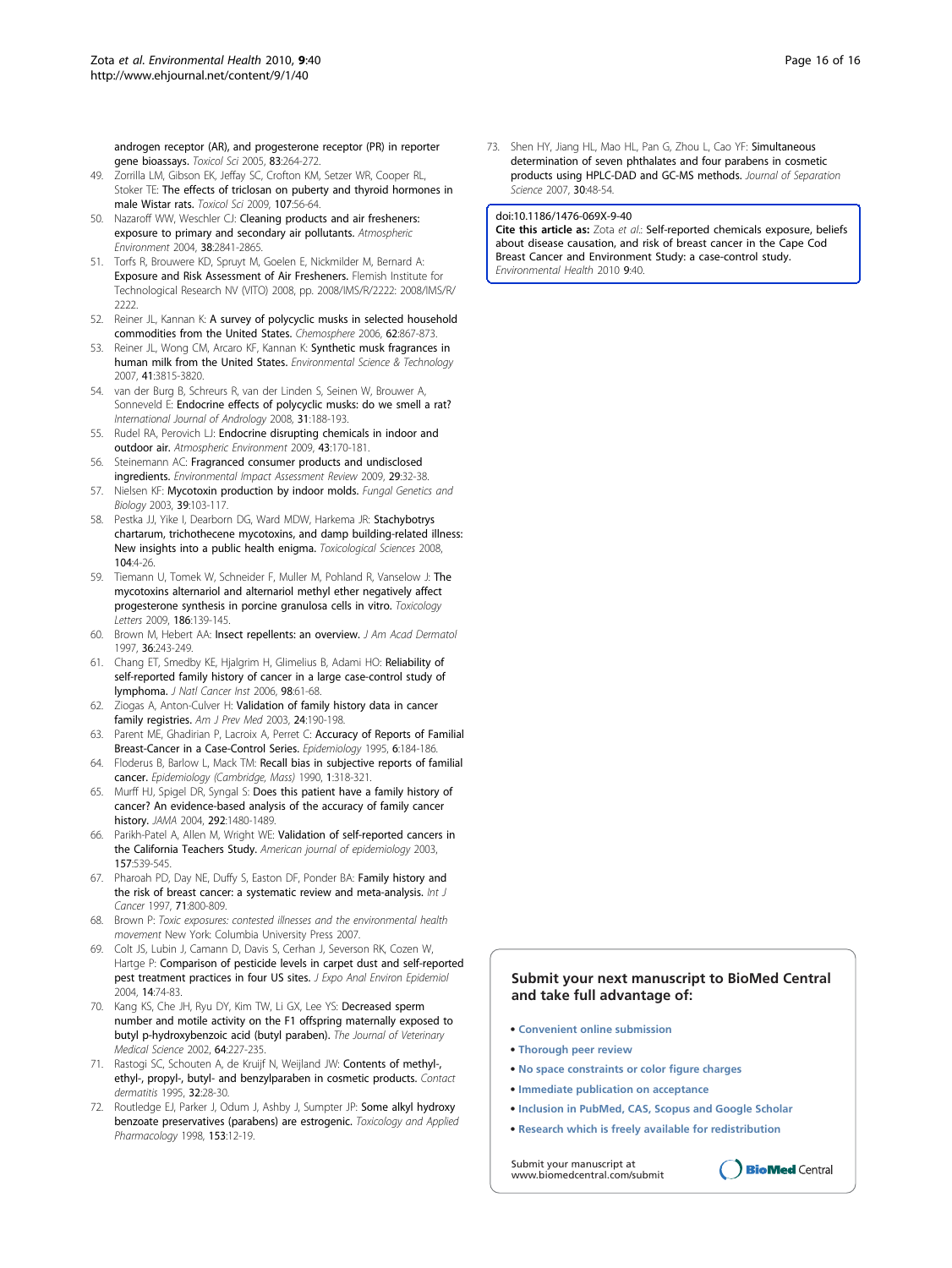androgen receptor (AR), and progesterone receptor (PR) in reporter gene bioassays. *Toxicol Sci* 2005, **83**:264-272.

49. Zorrilla LM, Gibson EK, Jeffay SC, Crofton KM, Setzer WR, Cooper RL, Stoker TE: **The effects of triclosan on puberty and thyroid hormones in male Wistar rats.** *Toxicol Sci* 2009, **107**:56-64.
50. Nazaroff WW, Weschler CJ: **Cleaning products and air fresheners: exposure to primary and secondary air pollutants.** *Atmospheric Environment* 2004, **38**:2841-2865.
51. Torfs R, Brouwere KD, Spruyt M, Goelen E, Nickmilder M, Bernard A: **Exposure and Risk Assessment of Air Fresheners.** Flemish Institute for Technological Research NV (VITO) 2008, pp. 2008/IMS/R/2222: 2008/IMS/R/2222.
52. Reiner JL, Kannan K: **A survey of polycyclic musks in selected household commodities from the United States.** *Chemosphere* 2006, **62**:867-873.
53. Reiner JL, Wong CM, Arcaro KF, Kannan K: **Synthetic musk fragrances in human milk from the United States.** *Environmental Science & Technology* 2007, **41**:3815-3820.
54. van der Burg B, Schreurs R, van der Linden S, Seinen W, Brouwer A, Sonneveld E: **Endocrine effects of polycyclic musks: do we smell a rat?** *International Journal of Andrology* 2008, **31**:188-193.
55. Rudel RA, Perovich LJ: **Endocrine disrupting chemicals in indoor and outdoor air.** *Atmospheric Environment* 2009, **43**:170-181.
56. Steinemann AC: **Fragranced consumer products and undisclosed ingredients.** *Environmental Impact Assessment Review* 2009, **29**:32-38.
57. Nielsen KF: **Mycotoxin production by indoor molds.** *Fungal Genetics and Biology* 2003, **39**:103-117.
58. Pestka JJ, Yike I, Dearborn DG, Ward MDW, Harkema JR: **Stachybotrys chartarum, trichothecene mycotoxins, and damp building-related illness: New insights into a public health enigma.** *Toxicological Sciences* 2008, **104**:4-26.
59. Tiemann U, Tomek W, Schneider F, Muller M, Pohland R, Vanselow J: **The mycotoxins alternariol and alternariol methyl ether negatively affect progesterone synthesis in porcine granulosa cells in vitro.** *Toxicology Letters* 2009, **186**:139-145.
60. Brown M, Hebert AA: **Insect repellents: an overview.** *J Am Acad Dermatol* 1997, **36**:243-249.
61. Chang ET, Smedby KE, Hjalgrim H, Glimelius B, Adami HO: **Reliability of self-reported family history of cancer in a large case-control study of lymphoma.** *J Natl Cancer Inst* 2006, **98**:61-68.
62. Ziogas A, Anton-Culver H: **Validation of family history data in cancer family registries.** *Am J Prev Med* 2003, **24**:190-198.
63. Parent ME, Ghadirian P, Lacroix A, Perret C: **Accuracy of Reports of Familial Breast-Cancer in a Case-Control Series.** *Epidemiology* 1995, **6**:184-186.
64. Floderus B, Barlow L, Mack TM: **Recall bias in subjective reports of familial cancer.** *Epidemiology (Cambridge, Mass)* 1990, **1**:318-321.
65. Murff HJ, Spigel DR, Syngal S: **Does this patient have a family history of cancer? An evidence-based analysis of the accuracy of family cancer history.** *JAMA* 2004, **292**:1480-1489.
66. Parikh-Patel A, Allen M, Wright WE: **Validation of self-reported cancers in the California Teachers Study.** *American journal of epidemiology* 2003, **157**:539-545.
67. Pharoah PD, Day NE, Duffy S, Easton DF, Ponder BA: **Family history and the risk of breast cancer: a systematic review and meta-analysis.** *Int J Cancer* 1997, **71**:800-809.
68. Brown P: *Toxic exposures: contested illnesses and the environmental health movement* New York: Columbia University Press 2007.
69. Colt JS, Lubin J, Camann D, Davis S, Cerhan J, Severson RK, Cozen W, Hartge P: **Comparison of pesticide levels in carpet dust and self-reported pest treatment practices in four US sites.** *J Expo Anal Environ Epidemiol* 2004, **14**:74-83.
70. Kang KS, Che JH, Ryu DY, Kim TW, Li GX, Lee YS: **Decreased sperm number and motile activity on the F1 offspring maternally exposed to butyl p-hydroxybenzoic acid (butyl paraben).** *The Journal of Veterinary Medical Science* 2002, **64**:227-235.
71. Rastogi SC, Schouten A, de Kruijf N, Weijland JW: **Contents of methyl-, ethyl-, propyl-, butyl- and benzylparaben in cosmetic products.** *Contact dermatitis* 1995, **32**:28-30.
72. Routledge EJ, Parker J, Odum J, Ashby J, Sumpter JP: **Some alkyl hydroxy benzoate preservatives (parabens) are estrogenic.** *Toxicology and Applied Pharmacology* 1998, **153**:12-19.
73. Shen HY, Jiang HL, Mao HL, Pan G, Zhou L, Cao YF: **Simultaneous determination of seven phthalates and four parabens in cosmetic products using HPLC-DAD and GC-MS methods.** *Journal of Separation Science* 2007, **30**:48-54.

doi:10.1186/1476-069X-9-40

**Cite this article as:** Zota *et al.*: Self-reported chemicals exposure, beliefs about disease causation, and risk of breast cancer in the Cape Cod Breast Cancer and Environment Study: a case-control study. *Environmental Health* 2010 **9**:40.

**Submit your next manuscript to BioMed Central and take full advantage of:**

- Convenient online submission
- Thorough peer review
- No space constraints or color figure charges
- Immediate publication on acceptance
- Inclusion in PubMed, CAS, Scopus and Google Scholar
- Research which is freely available for redistribution

Submit your manuscript at www.biomedcentral.com/submit

BioMed Central